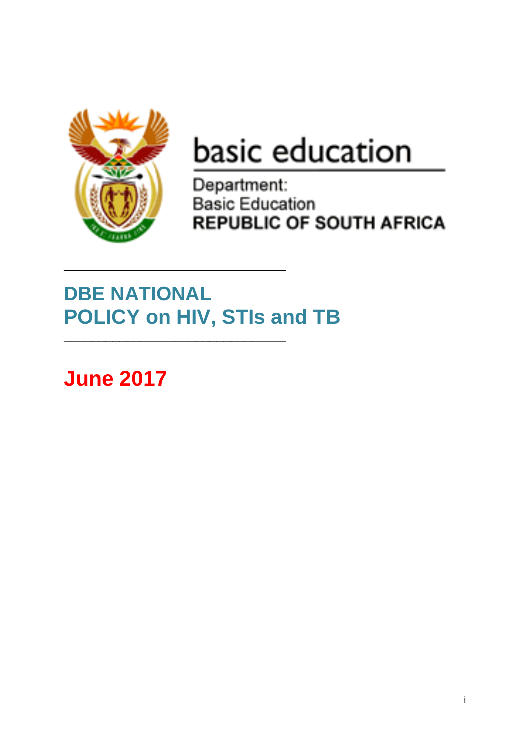basic education

Department:
Basic Education
REPUBLIC OF SOUTH AFRICA

---

# DBE NATIONAL POLICY on HIV, STIs and TB

---

**June 2017**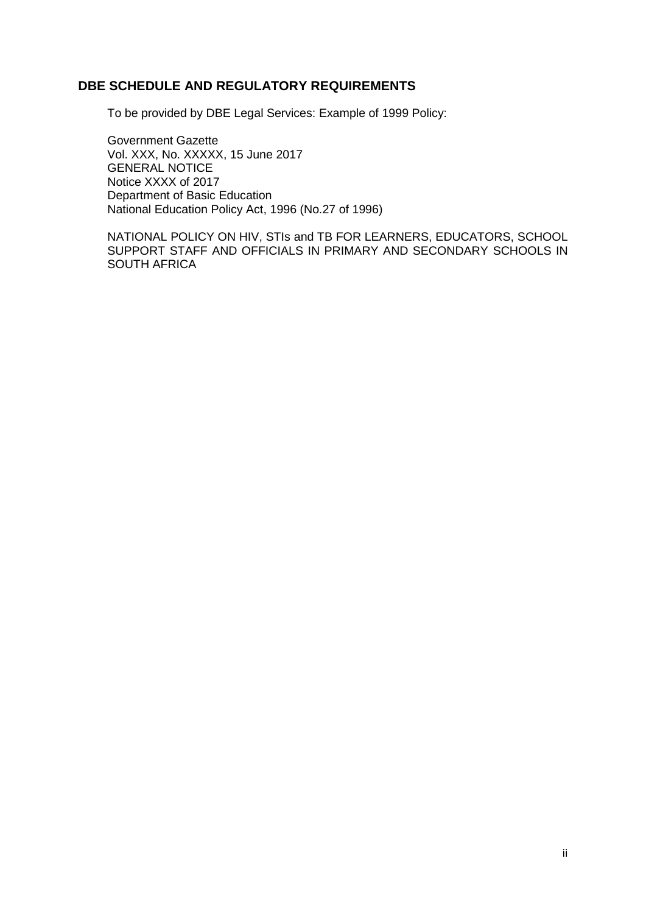## DBE SCHEDULE AND REGULATORY REQUIREMENTS

To be provided by DBE Legal Services: Example of 1999 Policy:

Government Gazette
Vol. XXX, No. XXXXX, 15 June 2017
GENERAL NOTICE
Notice XXXX of 2017
Department of Basic Education
National Education Policy Act, 1996 (No.27 of 1996)

NATIONAL POLICY ON HIV, STIs and TB FOR LEARNERS, EDUCATORS, SCHOOL SUPPORT STAFF AND OFFICIALS IN PRIMARY AND SECONDARY SCHOOLS IN SOUTH AFRICA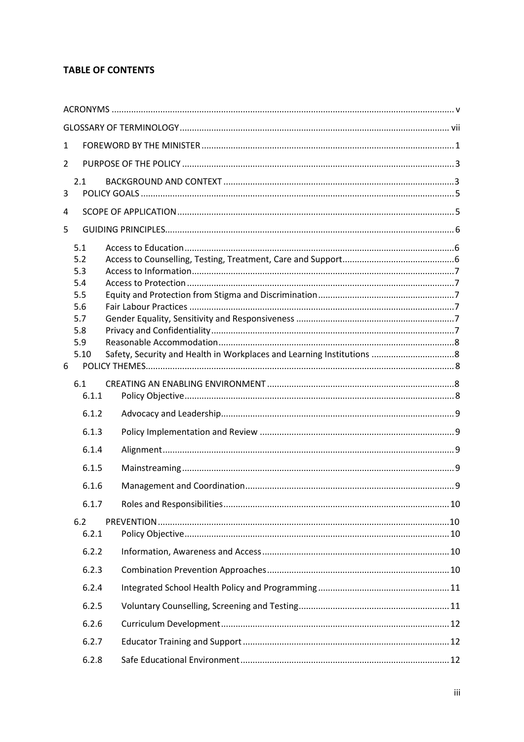**TABLE OF CONTENTS**

ACRONYMS ..... v

GLOSSARY OF TERMINOLOGY ..... vii

1 FOREWORD BY THE MINISTER ..... 1

2 PURPOSE OF THE POLICY ..... 3

- 2.1 BACKGROUND AND CONTEXT ..... 3

3 POLICY GOALS ..... 5

4 SCOPE OF APPLICATION ..... 5

5 GUIDING PRINCIPLES ..... 6

- 5.1 Access to Education ..... 6
- 5.2 Access to Counselling, Testing, Treatment, Care and Support ..... 6
- 5.3 Access to Information ..... 7
- 5.4 Access to Protection ..... 7
- 5.5 Equity and Protection from Stigma and Discrimination ..... 7
- 5.6 Fair Labour Practices ..... 7
- 5.7 Gender Equality, Sensitivity and Responsiveness ..... 7
- 5.8 Privacy and Confidentiality ..... 7
- 5.9 Reasonable Accommodation ..... 8
- 5.10 Safety, Security and Health in Workplaces and Learning Institutions ..... 8

6 POLICY THEMES ..... 8

- 6.1 CREATING AN ENABLING ENVIRONMENT ..... 8
  - 6.1.1 Policy Objective ..... 8
  - 6.1.2 Advocacy and Leadership ..... 9
  - 6.1.3 Policy Implementation and Review ..... 9
  - 6.1.4 Alignment ..... 9
  - 6.1.5 Mainstreaming ..... 9
  - 6.1.6 Management and Coordination ..... 9
  - 6.1.7 Roles and Responsibilities ..... 10
- 6.2 PREVENTION ..... 10
  - 6.2.1 Policy Objective ..... 10
  - 6.2.2 Information, Awareness and Access ..... 10
  - 6.2.3 Combination Prevention Approaches ..... 10
  - 6.2.4 Integrated School Health Policy and Programming ..... 11
  - 6.2.5 Voluntary Counselling, Screening and Testing ..... 11
  - 6.2.6 Curriculum Development ..... 12
  - 6.2.7 Educator Training and Support ..... 12
  - 6.2.8 Safe Educational Environment ..... 12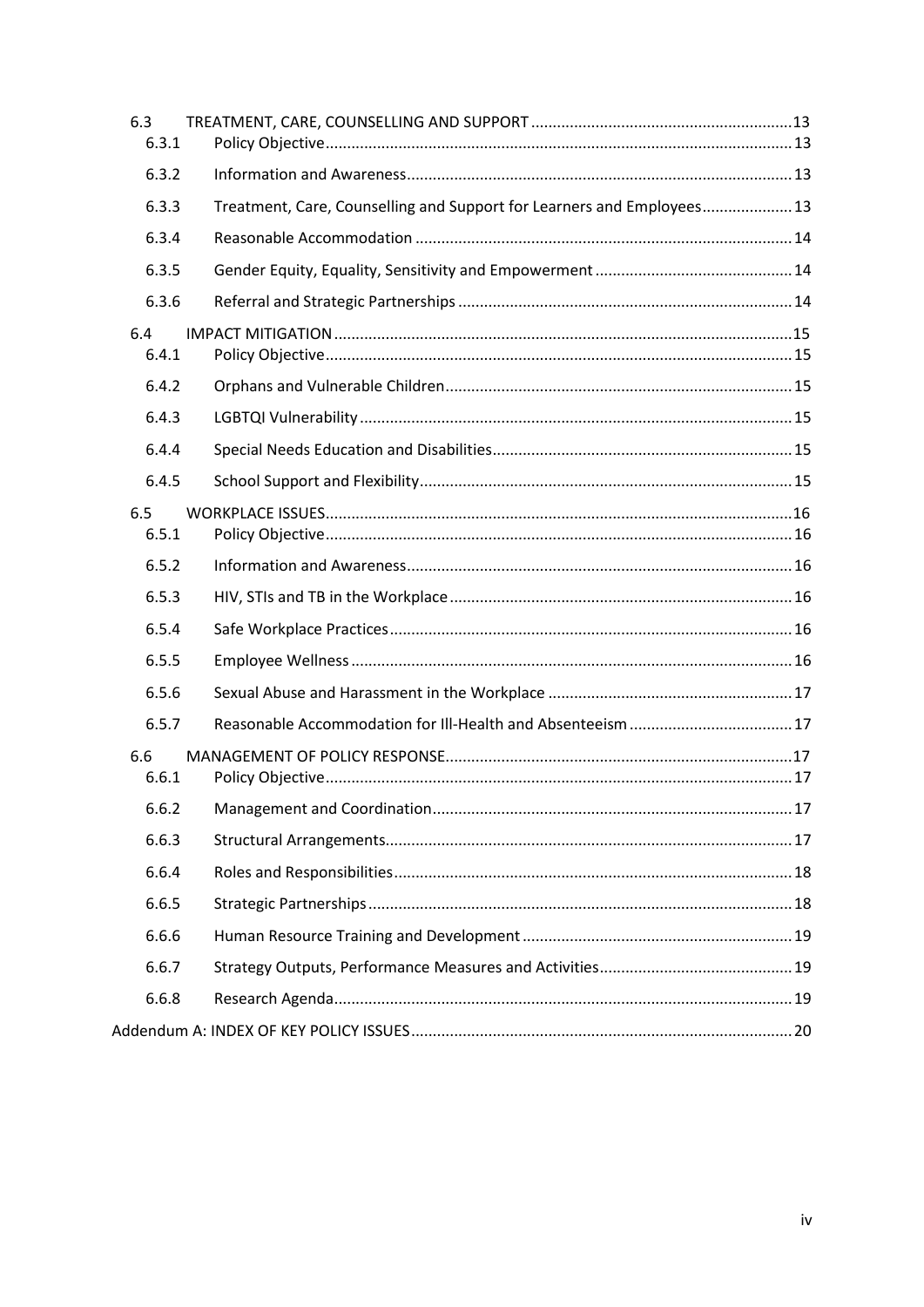| | | |
|---|---|---|
| 6.3 | TREATMENT, CARE, COUNSELLING AND SUPPORT | 13 |
| 6.3.1 | Policy Objective | 13 |
| 6.3.2 | Information and Awareness | 13 |
| 6.3.3 | Treatment, Care, Counselling and Support for Learners and Employees | 13 |
| 6.3.4 | Reasonable Accommodation | 14 |
| 6.3.5 | Gender Equity, Equality, Sensitivity and Empowerment | 14 |
| 6.3.6 | Referral and Strategic Partnerships | 14 |
| 6.4 | IMPACT MITIGATION | 15 |
| 6.4.1 | Policy Objective | 15 |
| 6.4.2 | Orphans and Vulnerable Children | 15 |
| 6.4.3 | LGBTQI Vulnerability | 15 |
| 6.4.4 | Special Needs Education and Disabilities | 15 |
| 6.4.5 | School Support and Flexibility | 15 |
| 6.5 | WORKPLACE ISSUES | 16 |
| 6.5.1 | Policy Objective | 16 |
| 6.5.2 | Information and Awareness | 16 |
| 6.5.3 | HIV, STIs and TB in the Workplace | 16 |
| 6.5.4 | Safe Workplace Practices | 16 |
| 6.5.5 | Employee Wellness | 16 |
| 6.5.6 | Sexual Abuse and Harassment in the Workplace | 17 |
| 6.5.7 | Reasonable Accommodation for Ill-Health and Absenteeism | 17 |
| 6.6 | MANAGEMENT OF POLICY RESPONSE | 17 |
| 6.6.1 | Policy Objective | 17 |
| 6.6.2 | Management and Coordination | 17 |
| 6.6.3 | Structural Arrangements | 17 |
| 6.6.4 | Roles and Responsibilities | 18 |
| 6.6.5 | Strategic Partnerships | 18 |
| 6.6.6 | Human Resource Training and Development | 19 |
| 6.6.7 | Strategy Outputs, Performance Measures and Activities | 19 |
| 6.6.8 | Research Agenda | 19 |
| Addendum A: INDEX OF KEY POLICY ISSUES | | 20 |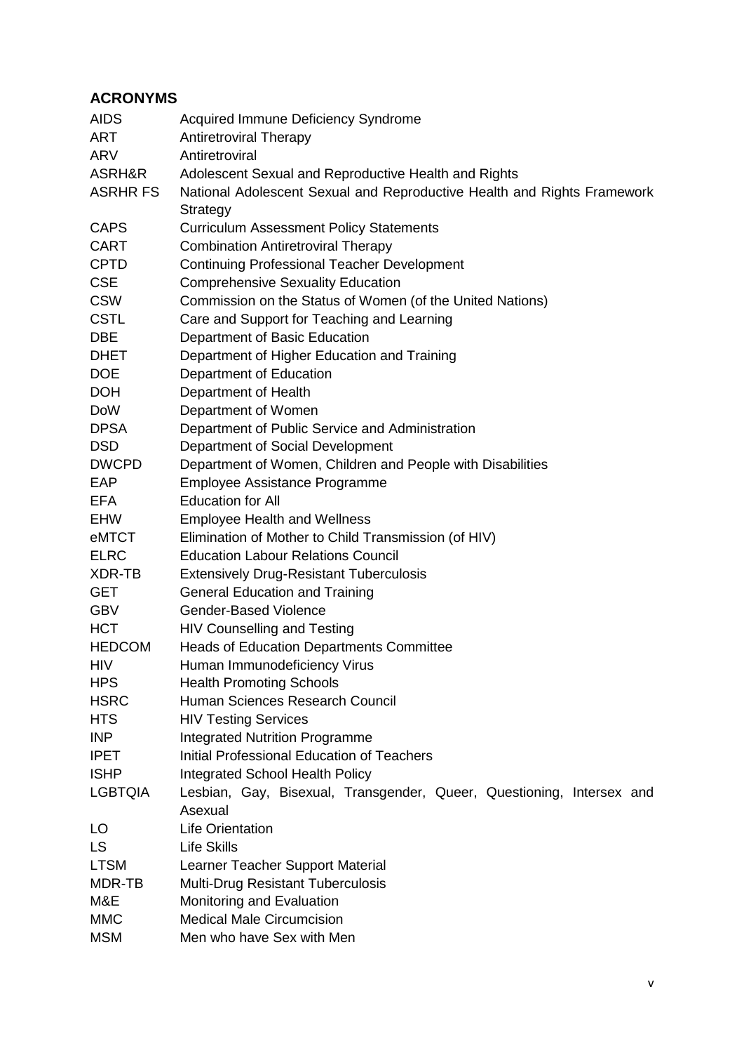## ACRONYMS

| | |
|---|---|
| AIDS | Acquired Immune Deficiency Syndrome |
| ART | Antiretroviral Therapy |
| ARV | Antiretroviral |
| ASRH&R | Adolescent Sexual and Reproductive Health and Rights |
| ASRHR FS | National Adolescent Sexual and Reproductive Health and Rights Framework Strategy |
| CAPS | Curriculum Assessment Policy Statements |
| CART | Combination Antiretroviral Therapy |
| CPTD | Continuing Professional Teacher Development |
| CSE | Comprehensive Sexuality Education |
| CSW | Commission on the Status of Women (of the United Nations) |
| CSTL | Care and Support for Teaching and Learning |
| DBE | Department of Basic Education |
| DHET | Department of Higher Education and Training |
| DOE | Department of Education |
| DOH | Department of Health |
| DoW | Department of Women |
| DPSA | Department of Public Service and Administration |
| DSD | Department of Social Development |
| DWCPD | Department of Women, Children and People with Disabilities |
| EAP | Employee Assistance Programme |
| EFA | Education for All |
| EHW | Employee Health and Wellness |
| eMTCT | Elimination of Mother to Child Transmission (of HIV) |
| ELRC | Education Labour Relations Council |
| XDR-TB | Extensively Drug-Resistant Tuberculosis |
| GET | General Education and Training |
| GBV | Gender-Based Violence |
| HCT | HIV Counselling and Testing |
| HEDCOM | Heads of Education Departments Committee |
| HIV | Human Immunodeficiency Virus |
| HPS | Health Promoting Schools |
| HSRC | Human Sciences Research Council |
| HTS | HIV Testing Services |
| INP | Integrated Nutrition Programme |
| IPET | Initial Professional Education of Teachers |
| ISHP | Integrated School Health Policy |
| LGBTQIA | Lesbian, Gay, Bisexual, Transgender, Queer, Questioning, Intersex and Asexual |
| LO | Life Orientation |
| LS | Life Skills |
| LTSM | Learner Teacher Support Material |
| MDR-TB | Multi-Drug Resistant Tuberculosis |
| M&E | Monitoring and Evaluation |
| MMC | Medical Male Circumcision |
| MSM | Men who have Sex with Men |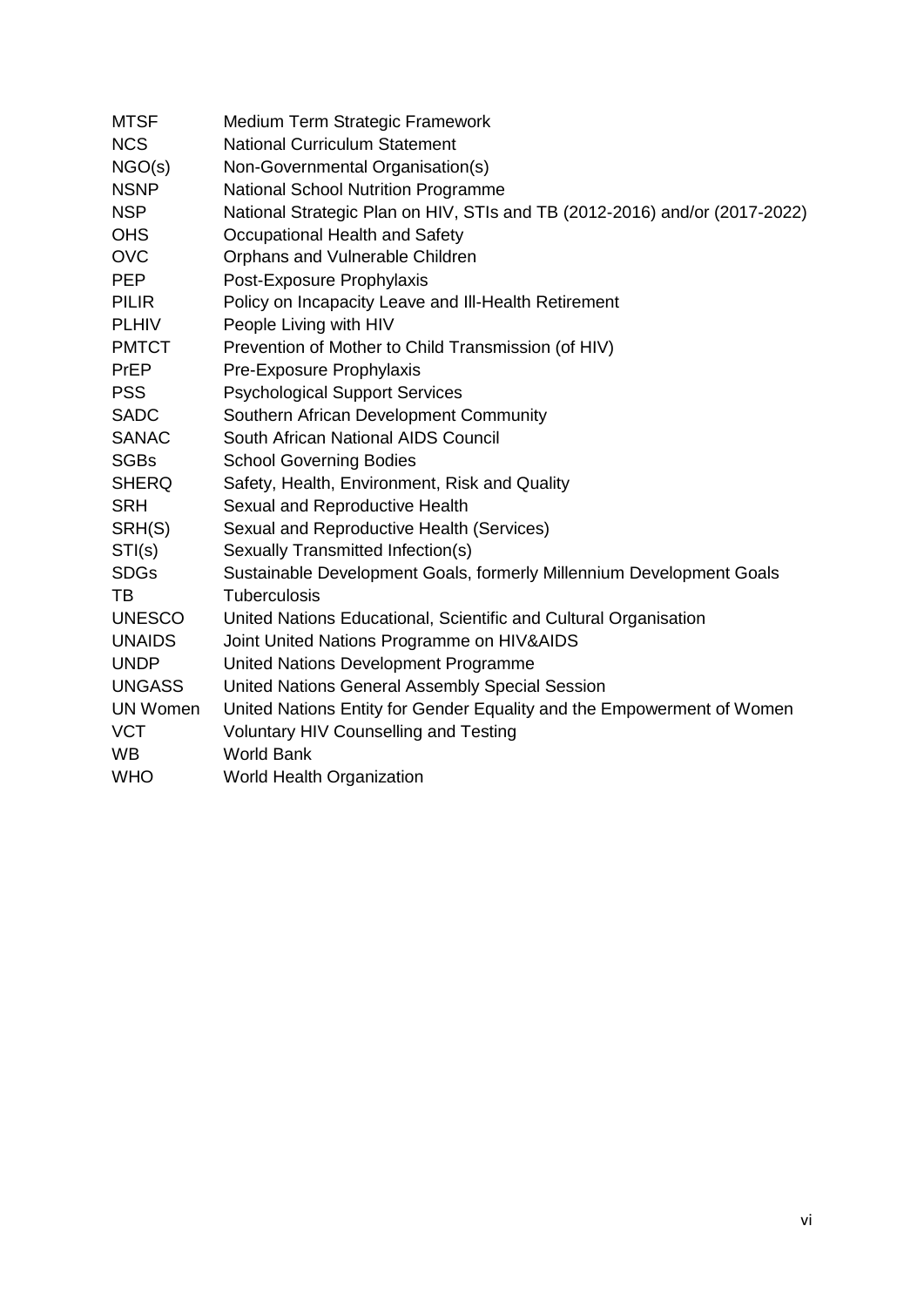| | |
|---|---|
| MTSF | Medium Term Strategic Framework |
| NCS | National Curriculum Statement |
| NGO(s) | Non-Governmental Organisation(s) |
| NSNP | National School Nutrition Programme |
| NSP | National Strategic Plan on HIV, STIs and TB (2012-2016) and/or (2017-2022) |
| OHS | Occupational Health and Safety |
| OVC | Orphans and Vulnerable Children |
| PEP | Post-Exposure Prophylaxis |
| PILIR | Policy on Incapacity Leave and Ill-Health Retirement |
| PLHIV | People Living with HIV |
| PMTCT | Prevention of Mother to Child Transmission (of HIV) |
| PrEP | Pre-Exposure Prophylaxis |
| PSS | Psychological Support Services |
| SADC | Southern African Development Community |
| SANAC | South African National AIDS Council |
| SGBs | School Governing Bodies |
| SHERQ | Safety, Health, Environment, Risk and Quality |
| SRH | Sexual and Reproductive Health |
| SRH(S) | Sexual and Reproductive Health (Services) |
| STI(s) | Sexually Transmitted Infection(s) |
| SDGs | Sustainable Development Goals, formerly Millennium Development Goals |
| TB | Tuberculosis |
| UNESCO | United Nations Educational, Scientific and Cultural Organisation |
| UNAIDS | Joint United Nations Programme on HIV&AIDS |
| UNDP | United Nations Development Programme |
| UNGASS | United Nations General Assembly Special Session |
| UN Women | United Nations Entity for Gender Equality and the Empowerment of Women |
| VCT | Voluntary HIV Counselling and Testing |
| WB | World Bank |
| WHO | World Health Organization |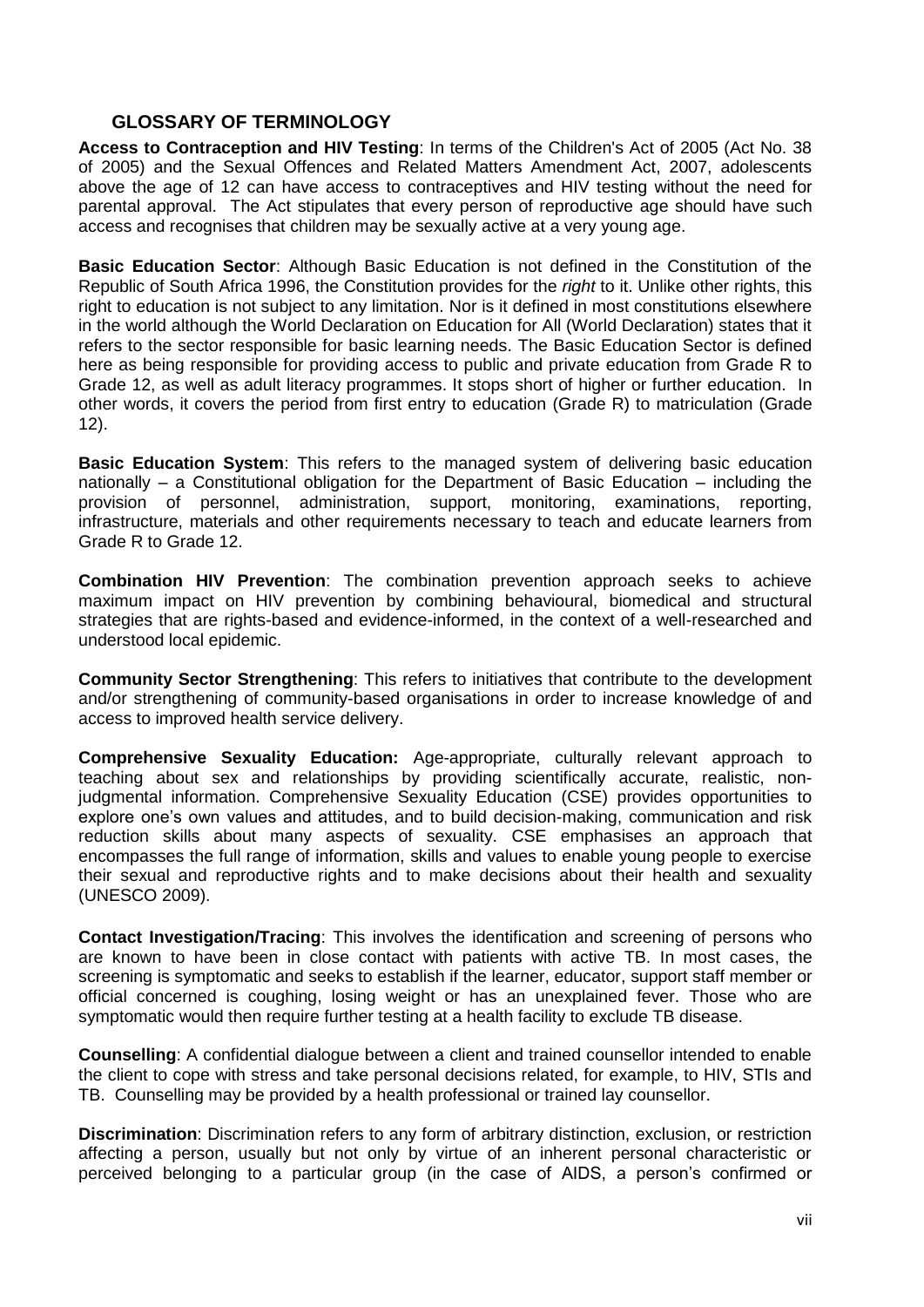## GLOSSARY OF TERMINOLOGY

**Access to Contraception and HIV Testing**: In terms of the Children's Act of 2005 (Act No. 38 of 2005) and the Sexual Offences and Related Matters Amendment Act, 2007, adolescents above the age of 12 can have access to contraceptives and HIV testing without the need for parental approval. The Act stipulates that every person of reproductive age should have such access and recognises that children may be sexually active at a very young age.

**Basic Education Sector**: Although Basic Education is not defined in the Constitution of the Republic of South Africa 1996, the Constitution provides for the *right* to it. Unlike other rights, this right to education is not subject to any limitation. Nor is it defined in most constitutions elsewhere in the world although the World Declaration on Education for All (World Declaration) states that it refers to the sector responsible for basic learning needs. The Basic Education Sector is defined here as being responsible for providing access to public and private education from Grade R to Grade 12, as well as adult literacy programmes. It stops short of higher or further education. In other words, it covers the period from first entry to education (Grade R) to matriculation (Grade 12).

**Basic Education System**: This refers to the managed system of delivering basic education nationally – a Constitutional obligation for the Department of Basic Education – including the provision of personnel, administration, support, monitoring, examinations, reporting, infrastructure, materials and other requirements necessary to teach and educate learners from Grade R to Grade 12.

**Combination HIV Prevention**: The combination prevention approach seeks to achieve maximum impact on HIV prevention by combining behavioural, biomedical and structural strategies that are rights-based and evidence-informed, in the context of a well-researched and understood local epidemic.

**Community Sector Strengthening**: This refers to initiatives that contribute to the development and/or strengthening of community-based organisations in order to increase knowledge of and access to improved health service delivery.

**Comprehensive Sexuality Education:** Age-appropriate, culturally relevant approach to teaching about sex and relationships by providing scientifically accurate, realistic, non-judgmental information. Comprehensive Sexuality Education (CSE) provides opportunities to explore one's own values and attitudes, and to build decision-making, communication and risk reduction skills about many aspects of sexuality. CSE emphasises an approach that encompasses the full range of information, skills and values to enable young people to exercise their sexual and reproductive rights and to make decisions about their health and sexuality (UNESCO 2009).

**Contact Investigation/Tracing**: This involves the identification and screening of persons who are known to have been in close contact with patients with active TB. In most cases, the screening is symptomatic and seeks to establish if the learner, educator, support staff member or official concerned is coughing, losing weight or has an unexplained fever. Those who are symptomatic would then require further testing at a health facility to exclude TB disease.

**Counselling**: A confidential dialogue between a client and trained counsellor intended to enable the client to cope with stress and take personal decisions related, for example, to HIV, STIs and TB. Counselling may be provided by a health professional or trained lay counsellor.

**Discrimination**: Discrimination refers to any form of arbitrary distinction, exclusion, or restriction affecting a person, usually but not only by virtue of an inherent personal characteristic or perceived belonging to a particular group (in the case of AIDS, a person's confirmed or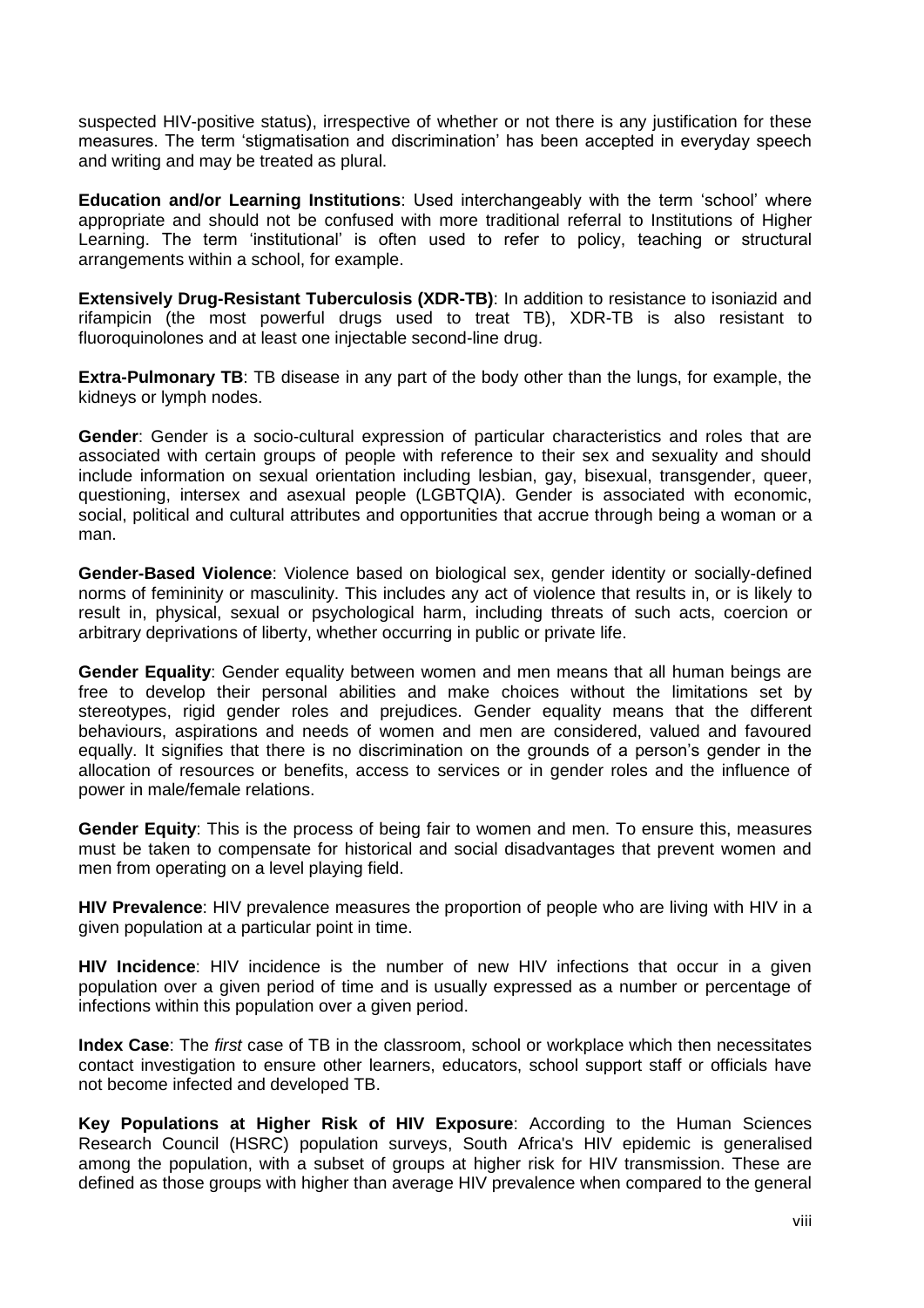suspected HIV-positive status), irrespective of whether or not there is any justification for these measures. The term 'stigmatisation and discrimination' has been accepted in everyday speech and writing and may be treated as plural.

**Education and/or Learning Institutions**: Used interchangeably with the term 'school' where appropriate and should not be confused with more traditional referral to Institutions of Higher Learning. The term 'institutional' is often used to refer to policy, teaching or structural arrangements within a school, for example.

**Extensively Drug-Resistant Tuberculosis (XDR-TB)**: In addition to resistance to isoniazid and rifampicin (the most powerful drugs used to treat TB), XDR-TB is also resistant to fluoroquinolones and at least one injectable second-line drug.

**Extra-Pulmonary TB**: TB disease in any part of the body other than the lungs, for example, the kidneys or lymph nodes.

**Gender**: Gender is a socio-cultural expression of particular characteristics and roles that are associated with certain groups of people with reference to their sex and sexuality and should include information on sexual orientation including lesbian, gay, bisexual, transgender, queer, questioning, intersex and asexual people (LGBTQIA). Gender is associated with economic, social, political and cultural attributes and opportunities that accrue through being a woman or a man.

**Gender-Based Violence**: Violence based on biological sex, gender identity or socially-defined norms of femininity or masculinity. This includes any act of violence that results in, or is likely to result in, physical, sexual or psychological harm, including threats of such acts, coercion or arbitrary deprivations of liberty, whether occurring in public or private life.

**Gender Equality**: Gender equality between women and men means that all human beings are free to develop their personal abilities and make choices without the limitations set by stereotypes, rigid gender roles and prejudices. Gender equality means that the different behaviours, aspirations and needs of women and men are considered, valued and favoured equally. It signifies that there is no discrimination on the grounds of a person's gender in the allocation of resources or benefits, access to services or in gender roles and the influence of power in male/female relations.

**Gender Equity**: This is the process of being fair to women and men. To ensure this, measures must be taken to compensate for historical and social disadvantages that prevent women and men from operating on a level playing field.

**HIV Prevalence**: HIV prevalence measures the proportion of people who are living with HIV in a given population at a particular point in time.

**HIV Incidence**: HIV incidence is the number of new HIV infections that occur in a given population over a given period of time and is usually expressed as a number or percentage of infections within this population over a given period.

**Index Case**: The *first* case of TB in the classroom, school or workplace which then necessitates contact investigation to ensure other learners, educators, school support staff or officials have not become infected and developed TB.

**Key Populations at Higher Risk of HIV Exposure**: According to the Human Sciences Research Council (HSRC) population surveys, South Africa's HIV epidemic is generalised among the population, with a subset of groups at higher risk for HIV transmission. These are defined as those groups with higher than average HIV prevalence when compared to the general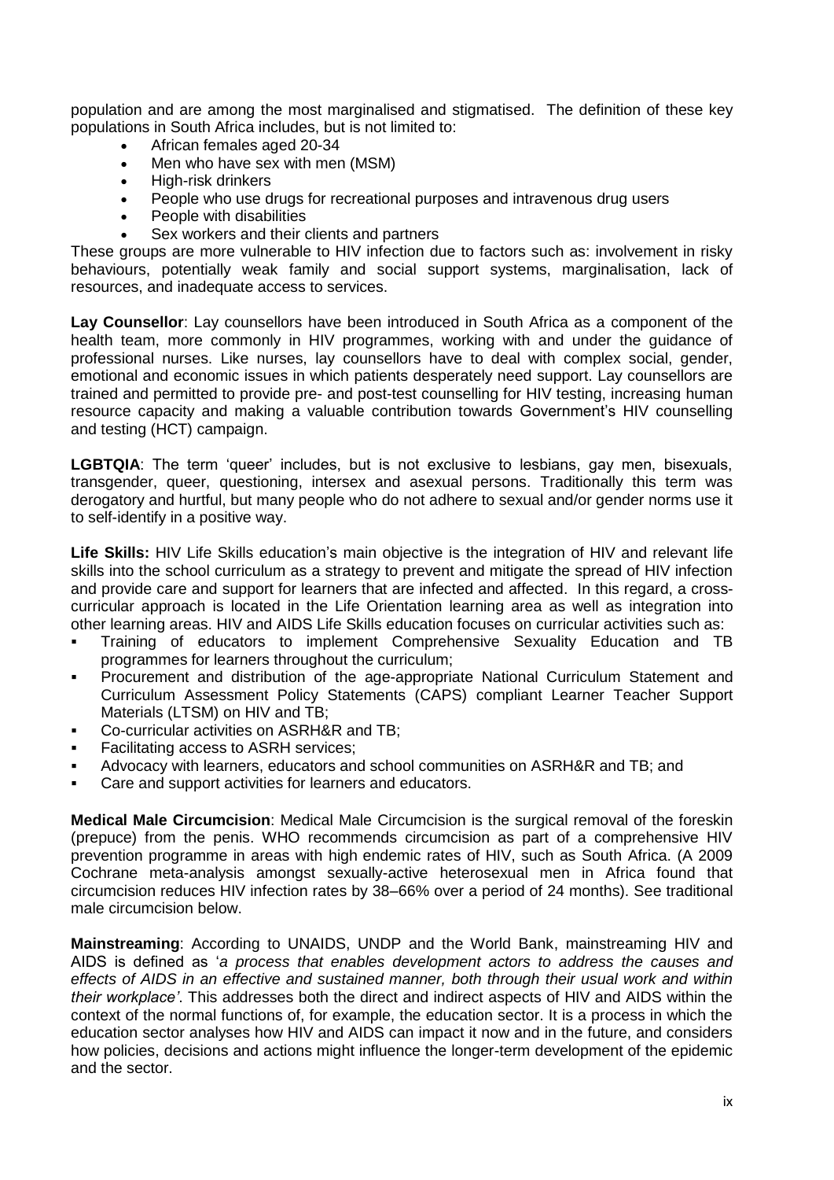population and are among the most marginalised and stigmatised. The definition of these key populations in South Africa includes, but is not limited to:

- African females aged 20-34
- Men who have sex with men (MSM)
- High-risk drinkers
- People who use drugs for recreational purposes and intravenous drug users
- People with disabilities
- Sex workers and their clients and partners

These groups are more vulnerable to HIV infection due to factors such as: involvement in risky behaviours, potentially weak family and social support systems, marginalisation, lack of resources, and inadequate access to services.

**Lay Counsellor**: Lay counsellors have been introduced in South Africa as a component of the health team, more commonly in HIV programmes, working with and under the guidance of professional nurses. Like nurses, lay counsellors have to deal with complex social, gender, emotional and economic issues in which patients desperately need support. Lay counsellors are trained and permitted to provide pre- and post-test counselling for HIV testing, increasing human resource capacity and making a valuable contribution towards Government's HIV counselling and testing (HCT) campaign.

**LGBTQIA**: The term 'queer' includes, but is not exclusive to lesbians, gay men, bisexuals, transgender, queer, questioning, intersex and asexual persons. Traditionally this term was derogatory and hurtful, but many people who do not adhere to sexual and/or gender norms use it to self-identify in a positive way.

**Life Skills:** HIV Life Skills education's main objective is the integration of HIV and relevant life skills into the school curriculum as a strategy to prevent and mitigate the spread of HIV infection and provide care and support for learners that are infected and affected. In this regard, a cross-curricular approach is located in the Life Orientation learning area as well as integration into other learning areas. HIV and AIDS Life Skills education focuses on curricular activities such as:

- Training of educators to implement Comprehensive Sexuality Education and TB programmes for learners throughout the curriculum;
- Procurement and distribution of the age-appropriate National Curriculum Statement and Curriculum Assessment Policy Statements (CAPS) compliant Learner Teacher Support Materials (LTSM) on HIV and TB;
- Co-curricular activities on ASRH&R and TB;
- Facilitating access to ASRH services;
- Advocacy with learners, educators and school communities on ASRH&R and TB; and
- Care and support activities for learners and educators.

**Medical Male Circumcision**: Medical Male Circumcision is the surgical removal of the foreskin (prepuce) from the penis. WHO recommends circumcision as part of a comprehensive HIV prevention programme in areas with high endemic rates of HIV, such as South Africa. (A 2009 Cochrane meta-analysis amongst sexually-active heterosexual men in Africa found that circumcision reduces HIV infection rates by 38–66% over a period of 24 months). See traditional male circumcision below.

**Mainstreaming**: According to UNAIDS, UNDP and the World Bank, mainstreaming HIV and AIDS is defined as '*a process that enables development actors to address the causes and effects of AIDS in an effective and sustained manner, both through their usual work and within their workplace'*. This addresses both the direct and indirect aspects of HIV and AIDS within the context of the normal functions of, for example, the education sector. It is a process in which the education sector analyses how HIV and AIDS can impact it now and in the future, and considers how policies, decisions and actions might influence the longer-term development of the epidemic and the sector.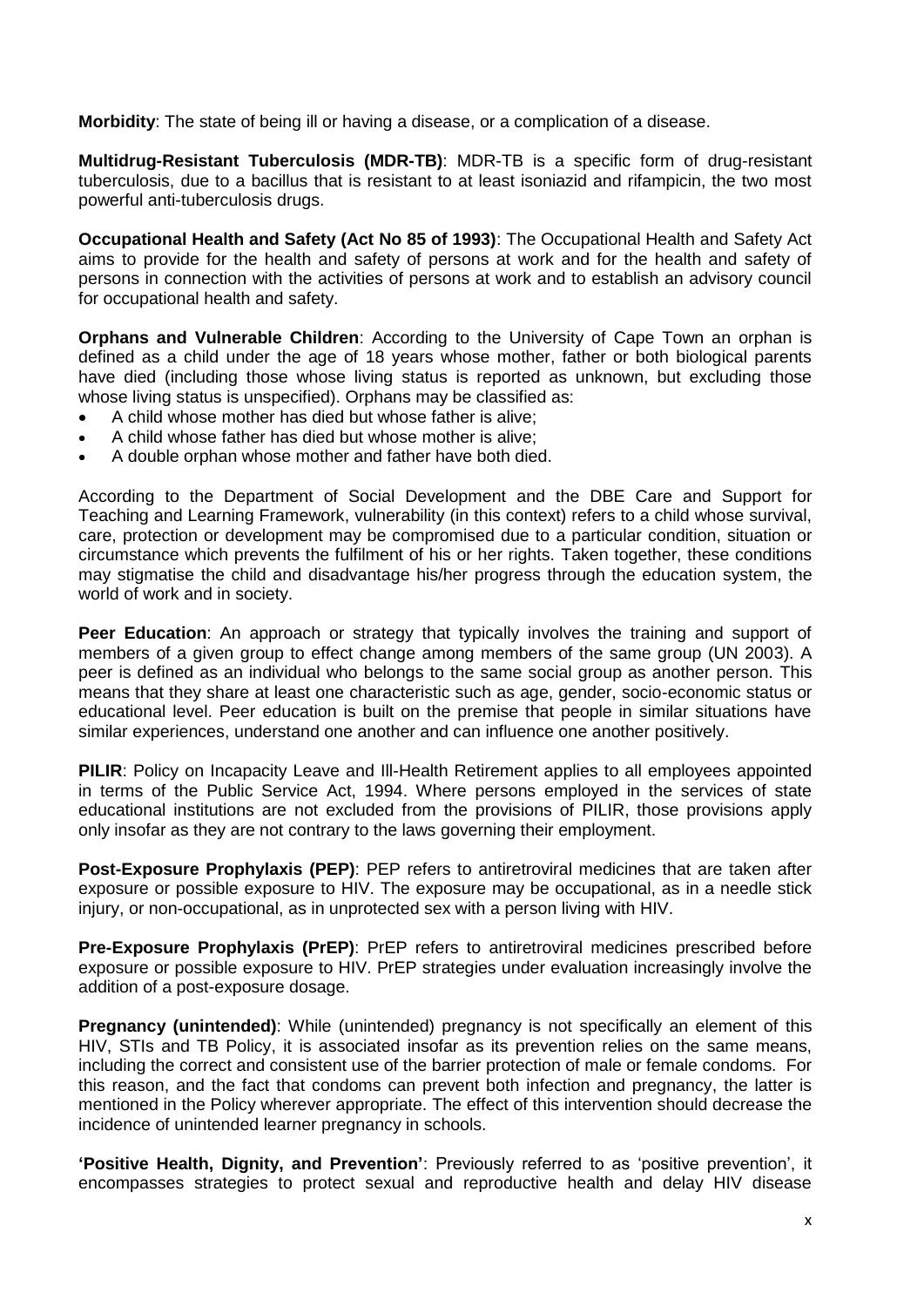**Morbidity**: The state of being ill or having a disease, or a complication of a disease.

**Multidrug-Resistant Tuberculosis (MDR-TB)**: MDR-TB is a specific form of drug-resistant tuberculosis, due to a bacillus that is resistant to at least isoniazid and rifampicin, the two most powerful anti-tuberculosis drugs.

**Occupational Health and Safety (Act No 85 of 1993)**: The Occupational Health and Safety Act aims to provide for the health and safety of persons at work and for the health and safety of persons in connection with the activities of persons at work and to establish an advisory council for occupational health and safety.

**Orphans and Vulnerable Children**: According to the University of Cape Town an orphan is defined as a child under the age of 18 years whose mother, father or both biological parents have died (including those whose living status is reported as unknown, but excluding those whose living status is unspecified). Orphans may be classified as:

- A child whose mother has died but whose father is alive;
- A child whose father has died but whose mother is alive;
- A double orphan whose mother and father have both died.

According to the Department of Social Development and the DBE Care and Support for Teaching and Learning Framework, vulnerability (in this context) refers to a child whose survival, care, protection or development may be compromised due to a particular condition, situation or circumstance which prevents the fulfilment of his or her rights. Taken together, these conditions may stigmatise the child and disadvantage his/her progress through the education system, the world of work and in society.

**Peer Education**: An approach or strategy that typically involves the training and support of members of a given group to effect change among members of the same group (UN 2003). A peer is defined as an individual who belongs to the same social group as another person. This means that they share at least one characteristic such as age, gender, socio-economic status or educational level. Peer education is built on the premise that people in similar situations have similar experiences, understand one another and can influence one another positively.

**PILIR**: Policy on Incapacity Leave and Ill-Health Retirement applies to all employees appointed in terms of the Public Service Act, 1994. Where persons employed in the services of state educational institutions are not excluded from the provisions of PILIR, those provisions apply only insofar as they are not contrary to the laws governing their employment.

**Post-Exposure Prophylaxis (PEP)**: PEP refers to antiretroviral medicines that are taken after exposure or possible exposure to HIV. The exposure may be occupational, as in a needle stick injury, or non-occupational, as in unprotected sex with a person living with HIV.

**Pre-Exposure Prophylaxis (PrEP)**: PrEP refers to antiretroviral medicines prescribed before exposure or possible exposure to HIV. PrEP strategies under evaluation increasingly involve the addition of a post-exposure dosage.

**Pregnancy (unintended)**: While (unintended) pregnancy is not specifically an element of this HIV, STIs and TB Policy, it is associated insofar as its prevention relies on the same means, including the correct and consistent use of the barrier protection of male or female condoms. For this reason, and the fact that condoms can prevent both infection and pregnancy, the latter is mentioned in the Policy wherever appropriate. The effect of this intervention should decrease the incidence of unintended learner pregnancy in schools.

**'Positive Health, Dignity, and Prevention'**: Previously referred to as 'positive prevention', it encompasses strategies to protect sexual and reproductive health and delay HIV disease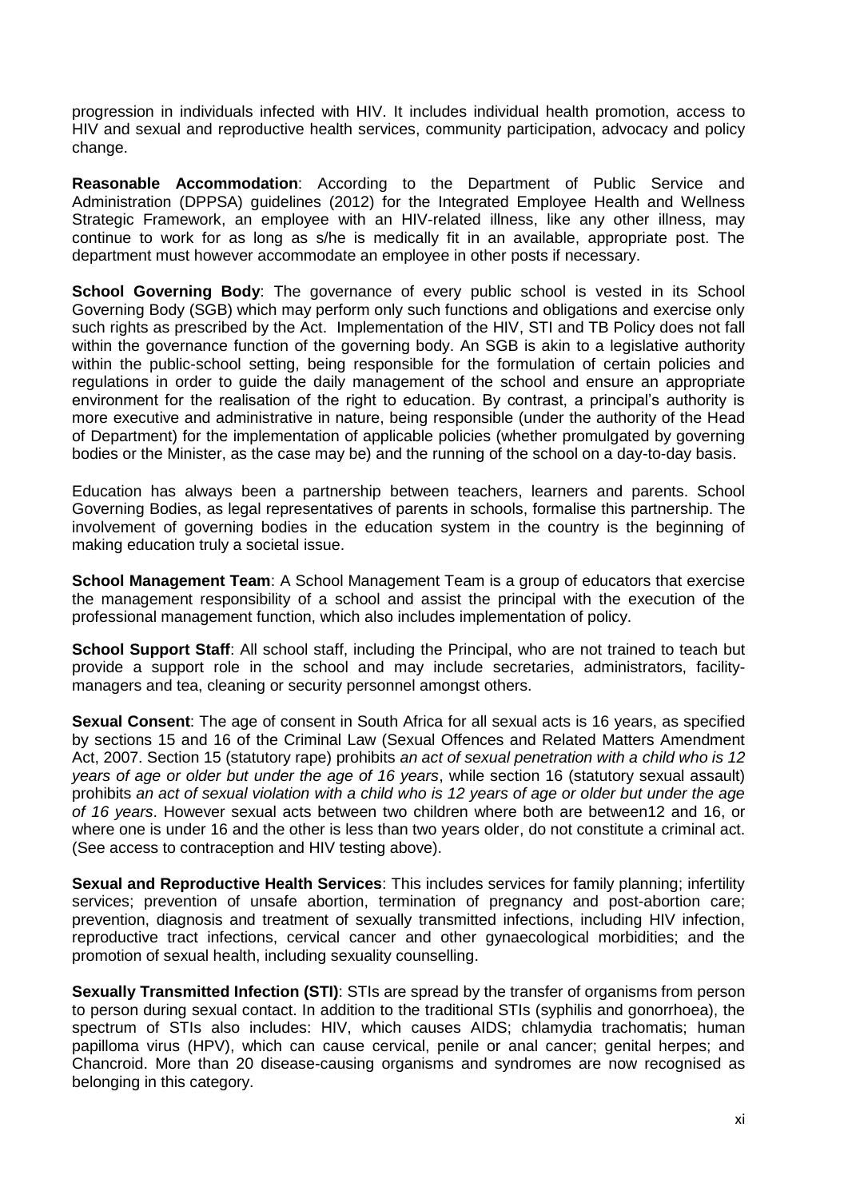progression in individuals infected with HIV. It includes individual health promotion, access to HIV and sexual and reproductive health services, community participation, advocacy and policy change.

**Reasonable Accommodation**: According to the Department of Public Service and Administration (DPPSA) guidelines (2012) for the Integrated Employee Health and Wellness Strategic Framework, an employee with an HIV-related illness, like any other illness, may continue to work for as long as s/he is medically fit in an available, appropriate post. The department must however accommodate an employee in other posts if necessary.

**School Governing Body**: The governance of every public school is vested in its School Governing Body (SGB) which may perform only such functions and obligations and exercise only such rights as prescribed by the Act. Implementation of the HIV, STI and TB Policy does not fall within the governance function of the governing body. An SGB is akin to a legislative authority within the public-school setting, being responsible for the formulation of certain policies and regulations in order to guide the daily management of the school and ensure an appropriate environment for the realisation of the right to education. By contrast, a principal's authority is more executive and administrative in nature, being responsible (under the authority of the Head of Department) for the implementation of applicable policies (whether promulgated by governing bodies or the Minister, as the case may be) and the running of the school on a day-to-day basis.

Education has always been a partnership between teachers, learners and parents. School Governing Bodies, as legal representatives of parents in schools, formalise this partnership. The involvement of governing bodies in the education system in the country is the beginning of making education truly a societal issue.

**School Management Team**: A School Management Team is a group of educators that exercise the management responsibility of a school and assist the principal with the execution of the professional management function, which also includes implementation of policy.

**School Support Staff**: All school staff, including the Principal, who are not trained to teach but provide a support role in the school and may include secretaries, administrators, facility-managers and tea, cleaning or security personnel amongst others.

**Sexual Consent**: The age of consent in South Africa for all sexual acts is 16 years, as specified by sections 15 and 16 of the Criminal Law (Sexual Offences and Related Matters Amendment Act, 2007. Section 15 (statutory rape) prohibits *an act of sexual penetration with a child who is 12 years of age or older but under the age of 16 years*, while section 16 (statutory sexual assault) prohibits *an act of sexual violation with a child who is 12 years of age or older but under the age of 16 years*. However sexual acts between two children where both are between12 and 16, or where one is under 16 and the other is less than two years older, do not constitute a criminal act. (See access to contraception and HIV testing above).

**Sexual and Reproductive Health Services**: This includes services for family planning; infertility services; prevention of unsafe abortion, termination of pregnancy and post-abortion care; prevention, diagnosis and treatment of sexually transmitted infections, including HIV infection, reproductive tract infections, cervical cancer and other gynaecological morbidities; and the promotion of sexual health, including sexuality counselling.

**Sexually Transmitted Infection (STI)**: STIs are spread by the transfer of organisms from person to person during sexual contact. In addition to the traditional STIs (syphilis and gonorrhoea), the spectrum of STIs also includes: HIV, which causes AIDS; chlamydia trachomatis; human papilloma virus (HPV), which can cause cervical, penile or anal cancer; genital herpes; and Chancroid. More than 20 disease-causing organisms and syndromes are now recognised as belonging in this category.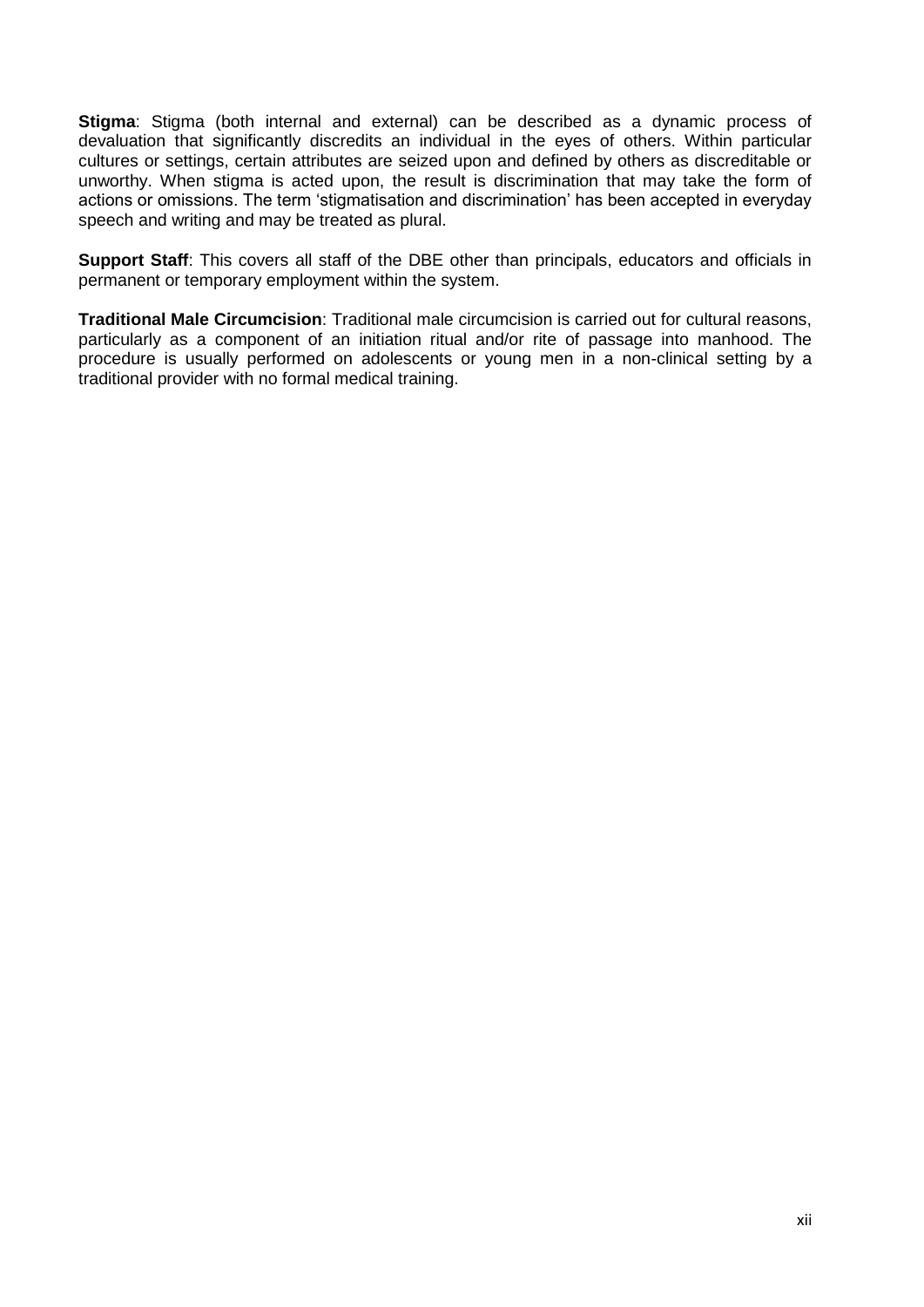**Stigma**: Stigma (both internal and external) can be described as a dynamic process of devaluation that significantly discredits an individual in the eyes of others. Within particular cultures or settings, certain attributes are seized upon and defined by others as discreditable or unworthy. When stigma is acted upon, the result is discrimination that may take the form of actions or omissions. The term 'stigmatisation and discrimination' has been accepted in everyday speech and writing and may be treated as plural.

**Support Staff**: This covers all staff of the DBE other than principals, educators and officials in permanent or temporary employment within the system.

**Traditional Male Circumcision**: Traditional male circumcision is carried out for cultural reasons, particularly as a component of an initiation ritual and/or rite of passage into manhood. The procedure is usually performed on adolescents or young men in a non-clinical setting by a traditional provider with no formal medical training.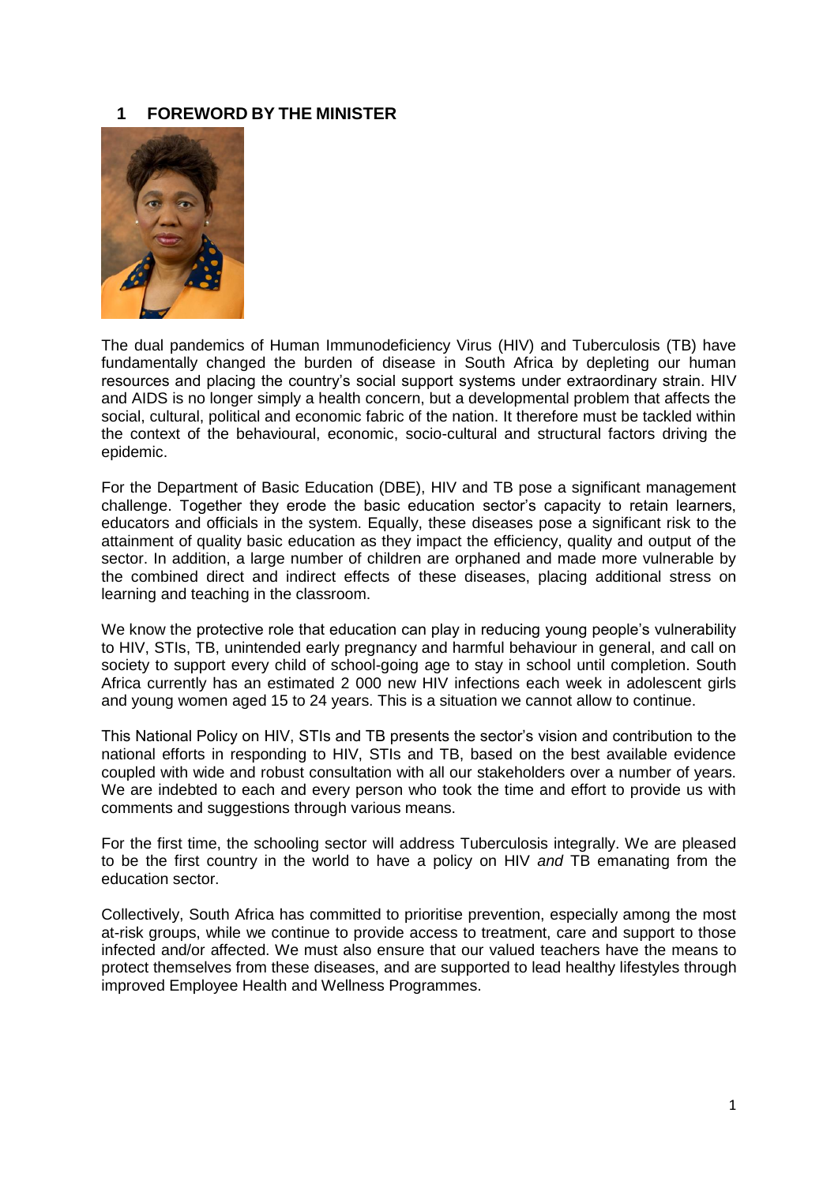# 1 FOREWORD BY THE MINISTER

The dual pandemics of Human Immunodeficiency Virus (HIV) and Tuberculosis (TB) have fundamentally changed the burden of disease in South Africa by depleting our human resources and placing the country's social support systems under extraordinary strain. HIV and AIDS is no longer simply a health concern, but a developmental problem that affects the social, cultural, political and economic fabric of the nation. It therefore must be tackled within the context of the behavioural, economic, socio-cultural and structural factors driving the epidemic.

For the Department of Basic Education (DBE), HIV and TB pose a significant management challenge. Together they erode the basic education sector's capacity to retain learners, educators and officials in the system. Equally, these diseases pose a significant risk to the attainment of quality basic education as they impact the efficiency, quality and output of the sector. In addition, a large number of children are orphaned and made more vulnerable by the combined direct and indirect effects of these diseases, placing additional stress on learning and teaching in the classroom.

We know the protective role that education can play in reducing young people's vulnerability to HIV, STIs, TB, unintended early pregnancy and harmful behaviour in general, and call on society to support every child of school-going age to stay in school until completion. South Africa currently has an estimated 2 000 new HIV infections each week in adolescent girls and young women aged 15 to 24 years. This is a situation we cannot allow to continue.

This National Policy on HIV, STIs and TB presents the sector's vision and contribution to the national efforts in responding to HIV, STIs and TB, based on the best available evidence coupled with wide and robust consultation with all our stakeholders over a number of years. We are indebted to each and every person who took the time and effort to provide us with comments and suggestions through various means.

For the first time, the schooling sector will address Tuberculosis integrally. We are pleased to be the first country in the world to have a policy on HIV *and* TB emanating from the education sector.

Collectively, South Africa has committed to prioritise prevention, especially among the most at-risk groups, while we continue to provide access to treatment, care and support to those infected and/or affected. We must also ensure that our valued teachers have the means to protect themselves from these diseases, and are supported to lead healthy lifestyles through improved Employee Health and Wellness Programmes.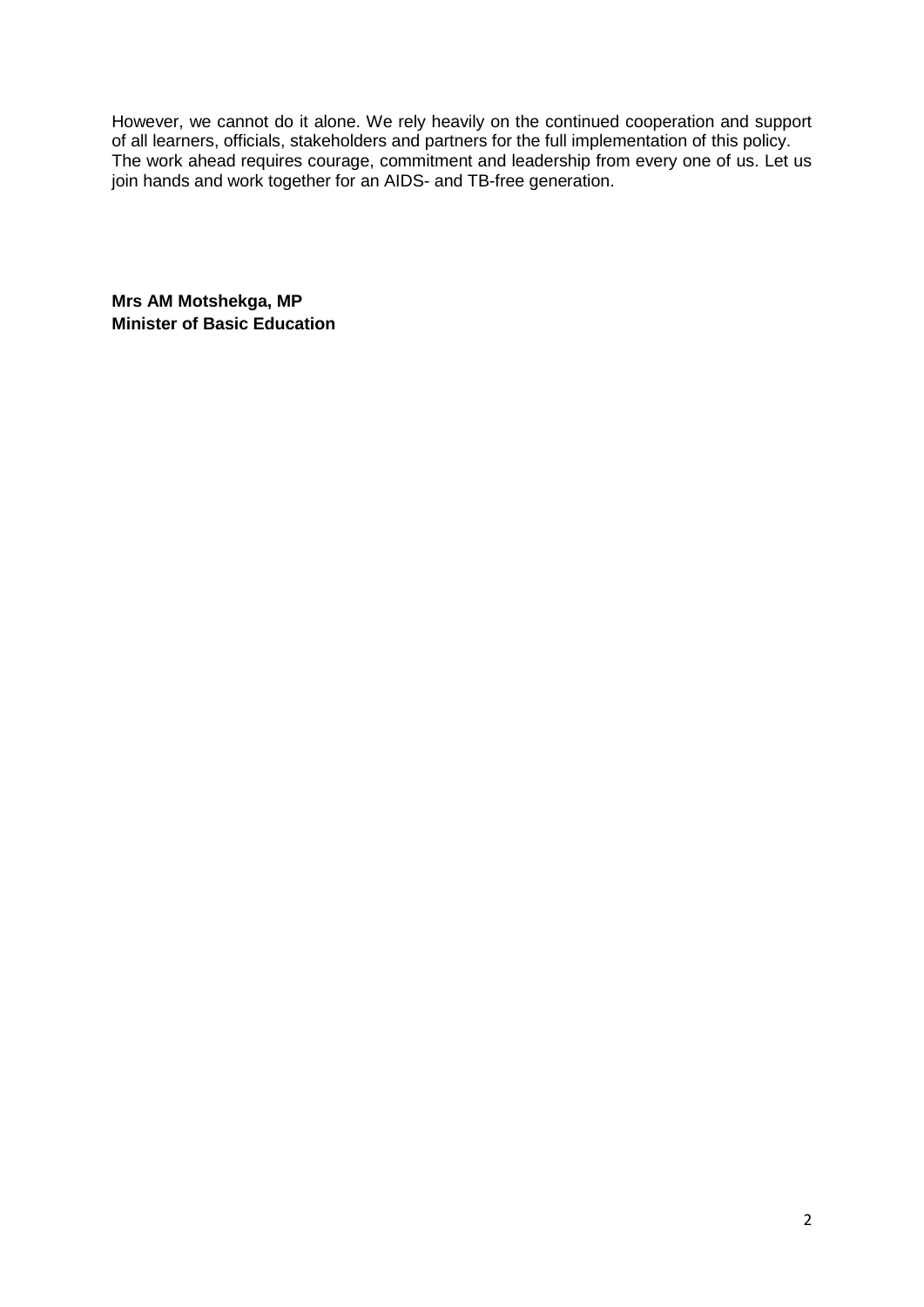However, we cannot do it alone. We rely heavily on the continued cooperation and support of all learners, officials, stakeholders and partners for the full implementation of this policy. The work ahead requires courage, commitment and leadership from every one of us. Let us join hands and work together for an AIDS- and TB-free generation.

**Mrs AM Motshekga, MP**
**Minister of Basic Education**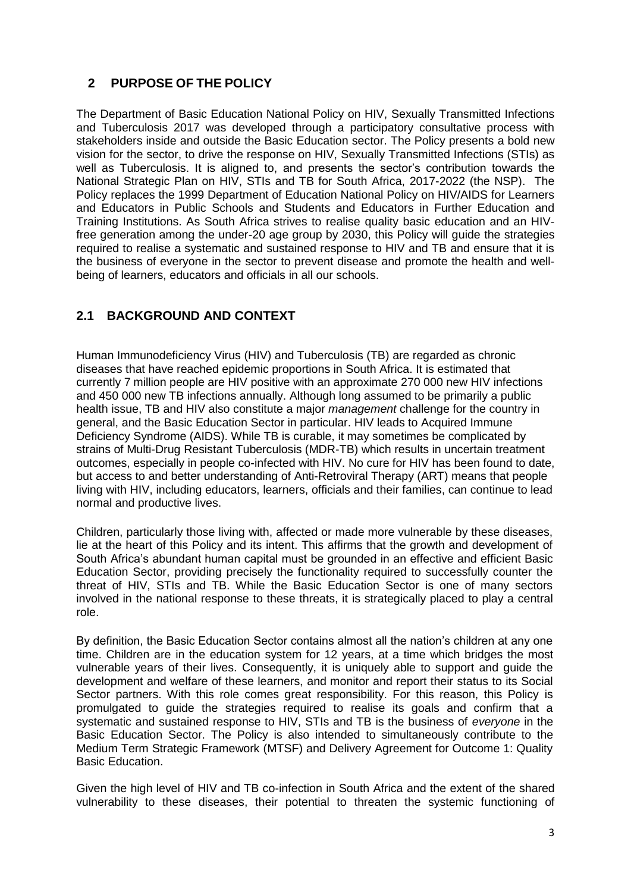## 2 PURPOSE OF THE POLICY

The Department of Basic Education National Policy on HIV, Sexually Transmitted Infections and Tuberculosis 2017 was developed through a participatory consultative process with stakeholders inside and outside the Basic Education sector. The Policy presents a bold new vision for the sector, to drive the response on HIV, Sexually Transmitted Infections (STIs) as well as Tuberculosis. It is aligned to, and presents the sector's contribution towards the National Strategic Plan on HIV, STIs and TB for South Africa, 2017-2022 (the NSP). The Policy replaces the 1999 Department of Education National Policy on HIV/AIDS for Learners and Educators in Public Schools and Students and Educators in Further Education and Training Institutions. As South Africa strives to realise quality basic education and an HIV-free generation among the under-20 age group by 2030, this Policy will guide the strategies required to realise a systematic and sustained response to HIV and TB and ensure that it is the business of everyone in the sector to prevent disease and promote the health and well-being of learners, educators and officials in all our schools.

## 2.1 BACKGROUND AND CONTEXT

Human Immunodeficiency Virus (HIV) and Tuberculosis (TB) are regarded as chronic diseases that have reached epidemic proportions in South Africa. It is estimated that currently 7 million people are HIV positive with an approximate 270 000 new HIV infections and 450 000 new TB infections annually. Although long assumed to be primarily a public health issue, TB and HIV also constitute a major *management* challenge for the country in general, and the Basic Education Sector in particular. HIV leads to Acquired Immune Deficiency Syndrome (AIDS). While TB is curable, it may sometimes be complicated by strains of Multi-Drug Resistant Tuberculosis (MDR-TB) which results in uncertain treatment outcomes, especially in people co-infected with HIV. No cure for HIV has been found to date, but access to and better understanding of Anti-Retroviral Therapy (ART) means that people living with HIV, including educators, learners, officials and their families, can continue to lead normal and productive lives.

Children, particularly those living with, affected or made more vulnerable by these diseases, lie at the heart of this Policy and its intent. This affirms that the growth and development of South Africa's abundant human capital must be grounded in an effective and efficient Basic Education Sector, providing precisely the functionality required to successfully counter the threat of HIV, STIs and TB. While the Basic Education Sector is one of many sectors involved in the national response to these threats, it is strategically placed to play a central role.

By definition, the Basic Education Sector contains almost all the nation's children at any one time. Children are in the education system for 12 years, at a time which bridges the most vulnerable years of their lives. Consequently, it is uniquely able to support and guide the development and welfare of these learners, and monitor and report their status to its Social Sector partners. With this role comes great responsibility. For this reason, this Policy is promulgated to guide the strategies required to realise its goals and confirm that a systematic and sustained response to HIV, STIs and TB is the business of *everyone* in the Basic Education Sector. The Policy is also intended to simultaneously contribute to the Medium Term Strategic Framework (MTSF) and Delivery Agreement for Outcome 1: Quality Basic Education.

Given the high level of HIV and TB co-infection in South Africa and the extent of the shared vulnerability to these diseases, their potential to threaten the systemic functioning of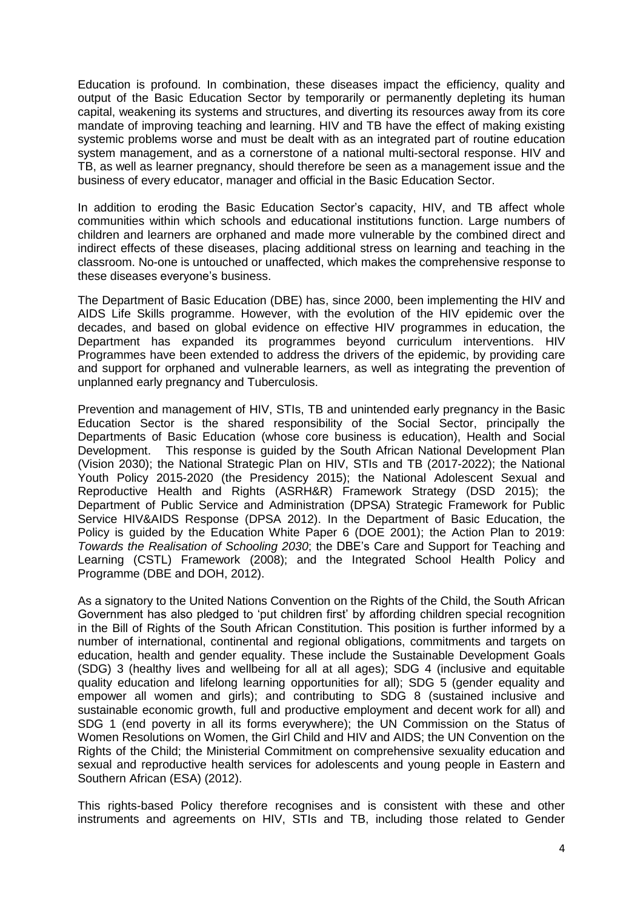Education is profound. In combination, these diseases impact the efficiency, quality and output of the Basic Education Sector by temporarily or permanently depleting its human capital, weakening its systems and structures, and diverting its resources away from its core mandate of improving teaching and learning. HIV and TB have the effect of making existing systemic problems worse and must be dealt with as an integrated part of routine education system management, and as a cornerstone of a national multi-sectoral response. HIV and TB, as well as learner pregnancy, should therefore be seen as a management issue and the business of every educator, manager and official in the Basic Education Sector.

In addition to eroding the Basic Education Sector's capacity, HIV, and TB affect whole communities within which schools and educational institutions function. Large numbers of children and learners are orphaned and made more vulnerable by the combined direct and indirect effects of these diseases, placing additional stress on learning and teaching in the classroom. No-one is untouched or unaffected, which makes the comprehensive response to these diseases everyone's business.

The Department of Basic Education (DBE) has, since 2000, been implementing the HIV and AIDS Life Skills programme. However, with the evolution of the HIV epidemic over the decades, and based on global evidence on effective HIV programmes in education, the Department has expanded its programmes beyond curriculum interventions. HIV Programmes have been extended to address the drivers of the epidemic, by providing care and support for orphaned and vulnerable learners, as well as integrating the prevention of unplanned early pregnancy and Tuberculosis.

Prevention and management of HIV, STIs, TB and unintended early pregnancy in the Basic Education Sector is the shared responsibility of the Social Sector, principally the Departments of Basic Education (whose core business is education), Health and Social Development. This response is guided by the South African National Development Plan (Vision 2030); the National Strategic Plan on HIV, STIs and TB (2017-2022); the National Youth Policy 2015-2020 (the Presidency 2015); the National Adolescent Sexual and Reproductive Health and Rights (ASRH&R) Framework Strategy (DSD 2015); the Department of Public Service and Administration (DPSA) Strategic Framework for Public Service HIV&AIDS Response (DPSA 2012). In the Department of Basic Education, the Policy is guided by the Education White Paper 6 (DOE 2001); the Action Plan to 2019: *Towards the Realisation of Schooling 2030*; the DBE's Care and Support for Teaching and Learning (CSTL) Framework (2008); and the Integrated School Health Policy and Programme (DBE and DOH, 2012).

As a signatory to the United Nations Convention on the Rights of the Child, the South African Government has also pledged to 'put children first' by affording children special recognition in the Bill of Rights of the South African Constitution. This position is further informed by a number of international, continental and regional obligations, commitments and targets on education, health and gender equality. These include the Sustainable Development Goals (SDG) 3 (healthy lives and wellbeing for all at all ages); SDG 4 (inclusive and equitable quality education and lifelong learning opportunities for all); SDG 5 (gender equality and empower all women and girls); and contributing to SDG 8 (sustained inclusive and sustainable economic growth, full and productive employment and decent work for all) and SDG 1 (end poverty in all its forms everywhere); the UN Commission on the Status of Women Resolutions on Women, the Girl Child and HIV and AIDS; the UN Convention on the Rights of the Child; the Ministerial Commitment on comprehensive sexuality education and sexual and reproductive health services for adolescents and young people in Eastern and Southern African (ESA) (2012).

This rights-based Policy therefore recognises and is consistent with these and other instruments and agreements on HIV, STIs and TB, including those related to Gender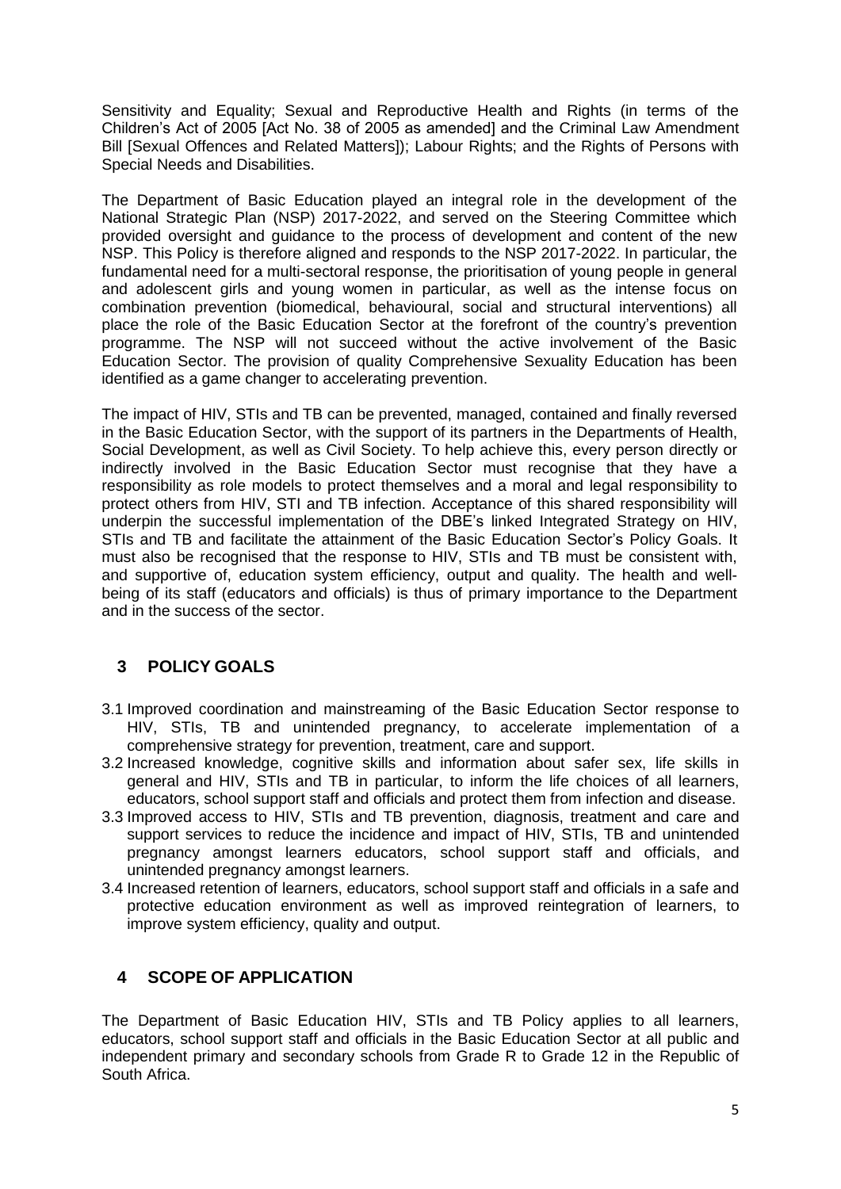Sensitivity and Equality; Sexual and Reproductive Health and Rights (in terms of the Children's Act of 2005 [Act No. 38 of 2005 as amended] and the Criminal Law Amendment Bill [Sexual Offences and Related Matters]); Labour Rights; and the Rights of Persons with Special Needs and Disabilities.

The Department of Basic Education played an integral role in the development of the National Strategic Plan (NSP) 2017-2022, and served on the Steering Committee which provided oversight and guidance to the process of development and content of the new NSP. This Policy is therefore aligned and responds to the NSP 2017-2022. In particular, the fundamental need for a multi-sectoral response, the prioritisation of young people in general and adolescent girls and young women in particular, as well as the intense focus on combination prevention (biomedical, behavioural, social and structural interventions) all place the role of the Basic Education Sector at the forefront of the country's prevention programme. The NSP will not succeed without the active involvement of the Basic Education Sector. The provision of quality Comprehensive Sexuality Education has been identified as a game changer to accelerating prevention.

The impact of HIV, STIs and TB can be prevented, managed, contained and finally reversed in the Basic Education Sector, with the support of its partners in the Departments of Health, Social Development, as well as Civil Society. To help achieve this, every person directly or indirectly involved in the Basic Education Sector must recognise that they have a responsibility as role models to protect themselves and a moral and legal responsibility to protect others from HIV, STI and TB infection. Acceptance of this shared responsibility will underpin the successful implementation of the DBE's linked Integrated Strategy on HIV, STIs and TB and facilitate the attainment of the Basic Education Sector's Policy Goals. It must also be recognised that the response to HIV, STIs and TB must be consistent with, and supportive of, education system efficiency, output and quality. The health and well-being of its staff (educators and officials) is thus of primary importance to the Department and in the success of the sector.

## 3 POLICY GOALS

3.1 Improved coordination and mainstreaming of the Basic Education Sector response to HIV, STIs, TB and unintended pregnancy, to accelerate implementation of a comprehensive strategy for prevention, treatment, care and support.

3.2 Increased knowledge, cognitive skills and information about safer sex, life skills in general and HIV, STIs and TB in particular, to inform the life choices of all learners, educators, school support staff and officials and protect them from infection and disease.

3.3 Improved access to HIV, STIs and TB prevention, diagnosis, treatment and care and support services to reduce the incidence and impact of HIV, STIs, TB and unintended pregnancy amongst learners educators, school support staff and officials, and unintended pregnancy amongst learners.

3.4 Increased retention of learners, educators, school support staff and officials in a safe and protective education environment as well as improved reintegration of learners, to improve system efficiency, quality and output.

## 4 SCOPE OF APPLICATION

The Department of Basic Education HIV, STIs and TB Policy applies to all learners, educators, school support staff and officials in the Basic Education Sector at all public and independent primary and secondary schools from Grade R to Grade 12 in the Republic of South Africa.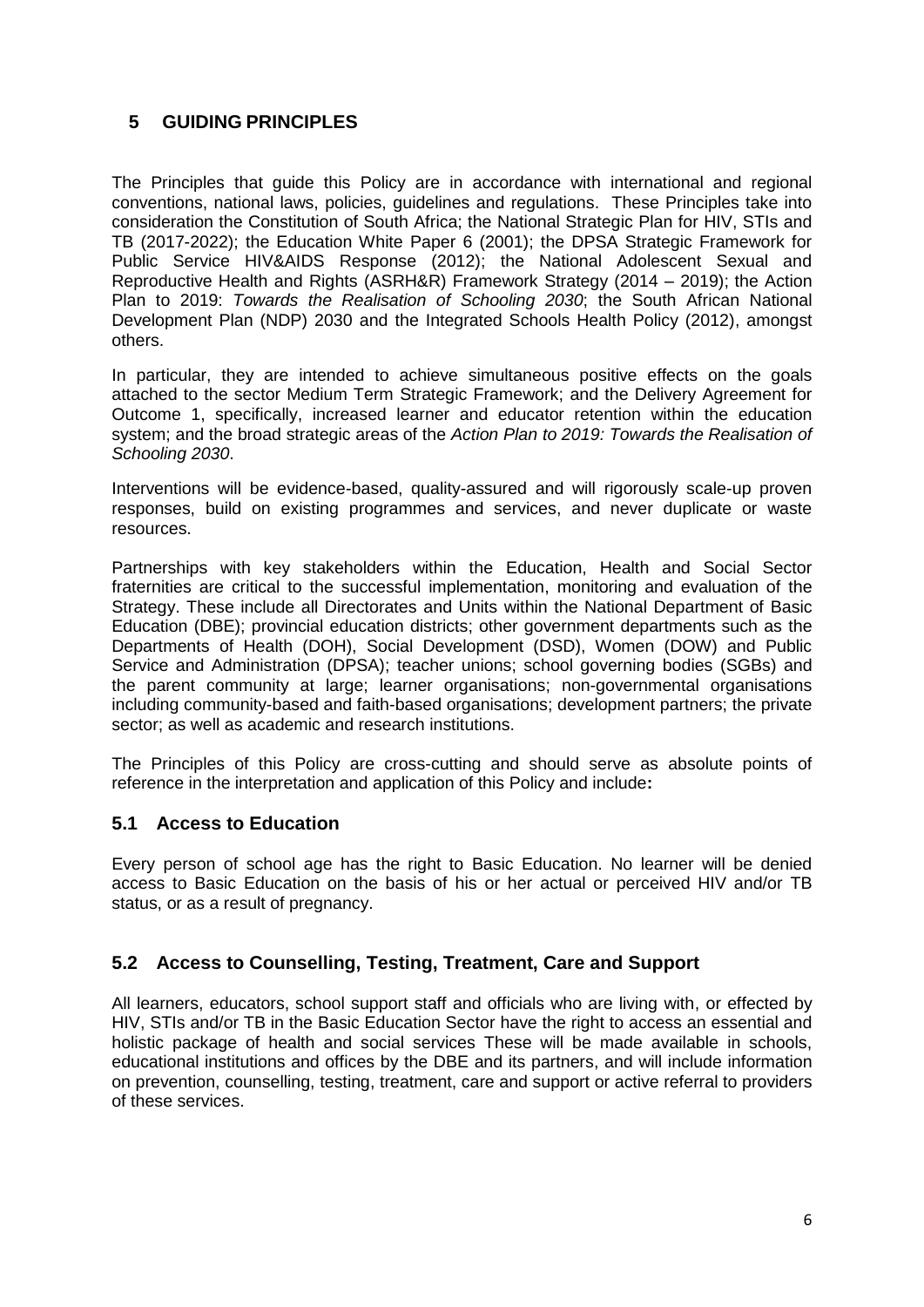## 5 GUIDING PRINCIPLES

The Principles that guide this Policy are in accordance with international and regional conventions, national laws, policies, guidelines and regulations. These Principles take into consideration the Constitution of South Africa; the National Strategic Plan for HIV, STIs and TB (2017-2022); the Education White Paper 6 (2001); the DPSA Strategic Framework for Public Service HIV&AIDS Response (2012); the National Adolescent Sexual and Reproductive Health and Rights (ASRH&R) Framework Strategy (2014 – 2019); the Action Plan to 2019: *Towards the Realisation of Schooling 2030*; the South African National Development Plan (NDP) 2030 and the Integrated Schools Health Policy (2012), amongst others.

In particular, they are intended to achieve simultaneous positive effects on the goals attached to the sector Medium Term Strategic Framework; and the Delivery Agreement for Outcome 1, specifically, increased learner and educator retention within the education system; and the broad strategic areas of the *Action Plan to 2019: Towards the Realisation of Schooling 2030*.

Interventions will be evidence-based, quality-assured and will rigorously scale-up proven responses, build on existing programmes and services, and never duplicate or waste resources.

Partnerships with key stakeholders within the Education, Health and Social Sector fraternities are critical to the successful implementation, monitoring and evaluation of the Strategy. These include all Directorates and Units within the National Department of Basic Education (DBE); provincial education districts; other government departments such as the Departments of Health (DOH), Social Development (DSD), Women (DOW) and Public Service and Administration (DPSA); teacher unions; school governing bodies (SGBs) and the parent community at large; learner organisations; non-governmental organisations including community-based and faith-based organisations; development partners; the private sector; as well as academic and research institutions.

The Principles of this Policy are cross-cutting and should serve as absolute points of reference in the interpretation and application of this Policy and include**:**

### 5.1 Access to Education

Every person of school age has the right to Basic Education. No learner will be denied access to Basic Education on the basis of his or her actual or perceived HIV and/or TB status, or as a result of pregnancy.

### 5.2 Access to Counselling, Testing, Treatment, Care and Support

All learners, educators, school support staff and officials who are living with, or effected by HIV, STIs and/or TB in the Basic Education Sector have the right to access an essential and holistic package of health and social services These will be made available in schools, educational institutions and offices by the DBE and its partners, and will include information on prevention, counselling, testing, treatment, care and support or active referral to providers of these services.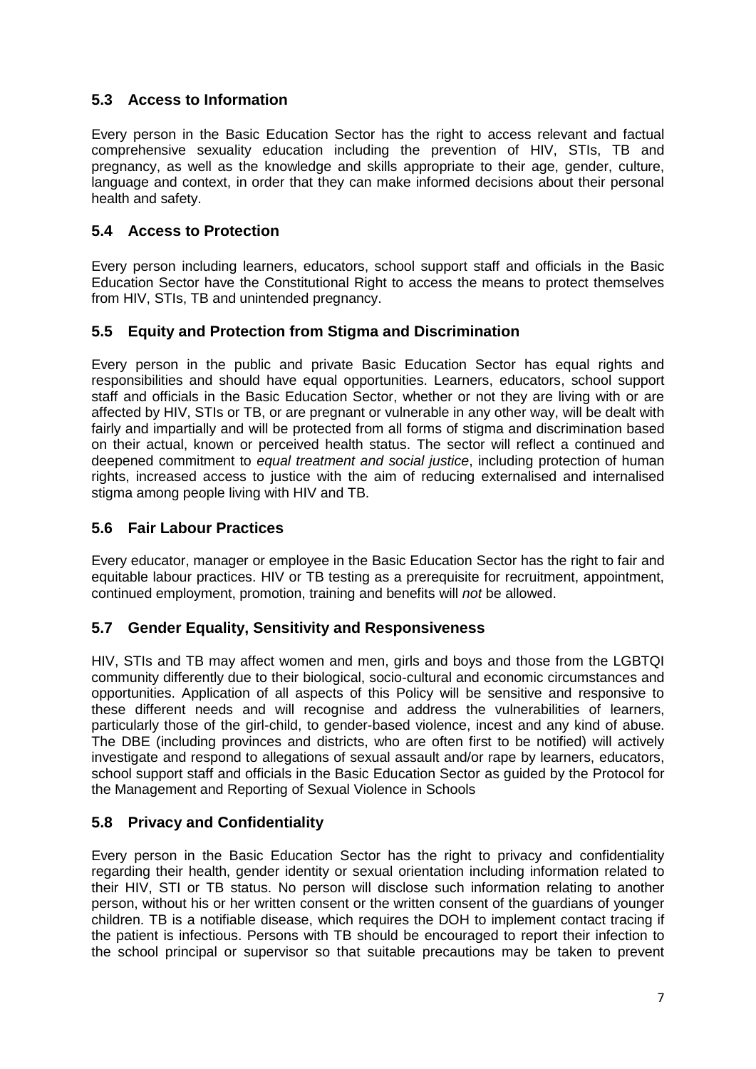### 5.3 Access to Information

Every person in the Basic Education Sector has the right to access relevant and factual comprehensive sexuality education including the prevention of HIV, STIs, TB and pregnancy, as well as the knowledge and skills appropriate to their age, gender, culture, language and context, in order that they can make informed decisions about their personal health and safety.

### 5.4 Access to Protection

Every person including learners, educators, school support staff and officials in the Basic Education Sector have the Constitutional Right to access the means to protect themselves from HIV, STIs, TB and unintended pregnancy.

### 5.5 Equity and Protection from Stigma and Discrimination

Every person in the public and private Basic Education Sector has equal rights and responsibilities and should have equal opportunities. Learners, educators, school support staff and officials in the Basic Education Sector, whether or not they are living with or are affected by HIV, STIs or TB, or are pregnant or vulnerable in any other way, will be dealt with fairly and impartially and will be protected from all forms of stigma and discrimination based on their actual, known or perceived health status. The sector will reflect a continued and deepened commitment to *equal treatment and social justice*, including protection of human rights, increased access to justice with the aim of reducing externalised and internalised stigma among people living with HIV and TB.

### 5.6 Fair Labour Practices

Every educator, manager or employee in the Basic Education Sector has the right to fair and equitable labour practices. HIV or TB testing as a prerequisite for recruitment, appointment, continued employment, promotion, training and benefits will *not* be allowed.

### 5.7 Gender Equality, Sensitivity and Responsiveness

HIV, STIs and TB may affect women and men, girls and boys and those from the LGBTQI community differently due to their biological, socio-cultural and economic circumstances and opportunities. Application of all aspects of this Policy will be sensitive and responsive to these different needs and will recognise and address the vulnerabilities of learners, particularly those of the girl-child, to gender-based violence, incest and any kind of abuse. The DBE (including provinces and districts, who are often first to be notified) will actively investigate and respond to allegations of sexual assault and/or rape by learners, educators, school support staff and officials in the Basic Education Sector as guided by the Protocol for the Management and Reporting of Sexual Violence in Schools

### 5.8 Privacy and Confidentiality

Every person in the Basic Education Sector has the right to privacy and confidentiality regarding their health, gender identity or sexual orientation including information related to their HIV, STI or TB status. No person will disclose such information relating to another person, without his or her written consent or the written consent of the guardians of younger children. TB is a notifiable disease, which requires the DOH to implement contact tracing if the patient is infectious. Persons with TB should be encouraged to report their infection to the school principal or supervisor so that suitable precautions may be taken to prevent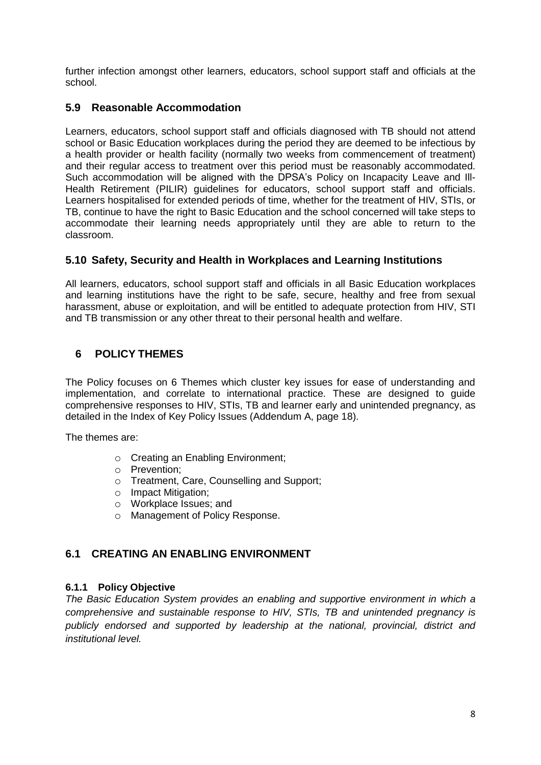further infection amongst other learners, educators, school support staff and officials at the school.

### 5.9 Reasonable Accommodation

Learners, educators, school support staff and officials diagnosed with TB should not attend school or Basic Education workplaces during the period they are deemed to be infectious by a health provider or health facility (normally two weeks from commencement of treatment) and their regular access to treatment over this period must be reasonably accommodated. Such accommodation will be aligned with the DPSA's Policy on Incapacity Leave and Ill-Health Retirement (PILIR) guidelines for educators, school support staff and officials. Learners hospitalised for extended periods of time, whether for the treatment of HIV, STIs, or TB, continue to have the right to Basic Education and the school concerned will take steps to accommodate their learning needs appropriately until they are able to return to the classroom.

### 5.10 Safety, Security and Health in Workplaces and Learning Institutions

All learners, educators, school support staff and officials in all Basic Education workplaces and learning institutions have the right to be safe, secure, healthy and free from sexual harassment, abuse or exploitation, and will be entitled to adequate protection from HIV, STI and TB transmission or any other threat to their personal health and welfare.

## 6 POLICY THEMES

The Policy focuses on 6 Themes which cluster key issues for ease of understanding and implementation, and correlate to international practice. These are designed to guide comprehensive responses to HIV, STIs, TB and learner early and unintended pregnancy, as detailed in the Index of Key Policy Issues (Addendum A, page 18).

The themes are:

- Creating an Enabling Environment;
- Prevention;
- Treatment, Care, Counselling and Support;
- Impact Mitigation;
- Workplace Issues; and
- Management of Policy Response.

### 6.1 CREATING AN ENABLING ENVIRONMENT

#### 6.1.1 Policy Objective

*The Basic Education System provides an enabling and supportive environment in which a comprehensive and sustainable response to HIV, STIs, TB and unintended pregnancy is publicly endorsed and supported by leadership at the national, provincial, district and institutional level.*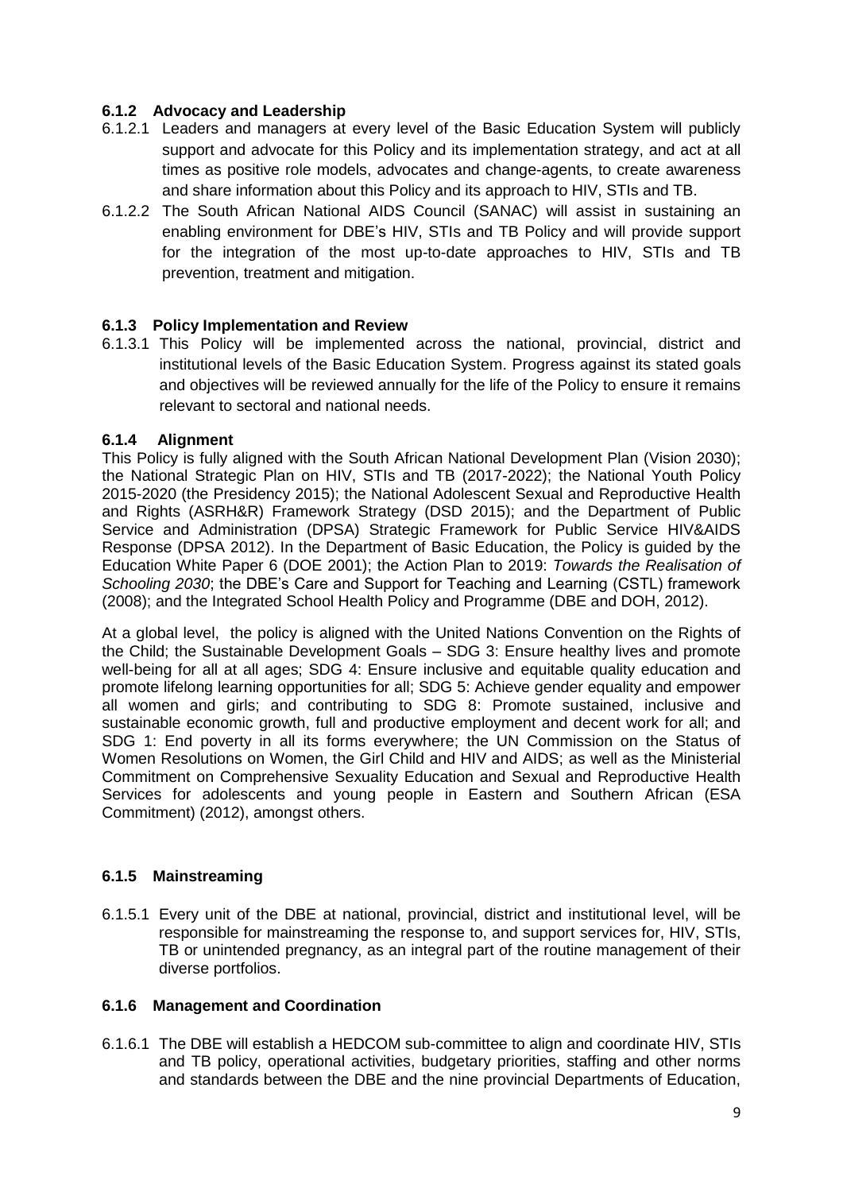### 6.1.2 Advocacy and Leadership

6.1.2.1 Leaders and managers at every level of the Basic Education System will publicly support and advocate for this Policy and its implementation strategy, and act at all times as positive role models, advocates and change-agents, to create awareness and share information about this Policy and its approach to HIV, STIs and TB.

6.1.2.2 The South African National AIDS Council (SANAC) will assist in sustaining an enabling environment for DBE's HIV, STIs and TB Policy and will provide support for the integration of the most up-to-date approaches to HIV, STIs and TB prevention, treatment and mitigation.

### 6.1.3 Policy Implementation and Review

6.1.3.1 This Policy will be implemented across the national, provincial, district and institutional levels of the Basic Education System. Progress against its stated goals and objectives will be reviewed annually for the life of the Policy to ensure it remains relevant to sectoral and national needs.

### 6.1.4 Alignment

This Policy is fully aligned with the South African National Development Plan (Vision 2030); the National Strategic Plan on HIV, STIs and TB (2017-2022); the National Youth Policy 2015-2020 (the Presidency 2015); the National Adolescent Sexual and Reproductive Health and Rights (ASRH&R) Framework Strategy (DSD 2015); and the Department of Public Service and Administration (DPSA) Strategic Framework for Public Service HIV&AIDS Response (DPSA 2012). In the Department of Basic Education, the Policy is guided by the Education White Paper 6 (DOE 2001); the Action Plan to 2019: *Towards the Realisation of Schooling 2030*; the DBE's Care and Support for Teaching and Learning (CSTL) framework (2008); and the Integrated School Health Policy and Programme (DBE and DOH, 2012).

At a global level, the policy is aligned with the United Nations Convention on the Rights of the Child; the Sustainable Development Goals – SDG 3: Ensure healthy lives and promote well-being for all at all ages; SDG 4: Ensure inclusive and equitable quality education and promote lifelong learning opportunities for all; SDG 5: Achieve gender equality and empower all women and girls; and contributing to SDG 8: Promote sustained, inclusive and sustainable economic growth, full and productive employment and decent work for all; and SDG 1: End poverty in all its forms everywhere; the UN Commission on the Status of Women Resolutions on Women, the Girl Child and HIV and AIDS; as well as the Ministerial Commitment on Comprehensive Sexuality Education and Sexual and Reproductive Health Services for adolescents and young people in Eastern and Southern African (ESA Commitment) (2012), amongst others.

### 6.1.5 Mainstreaming

6.1.5.1 Every unit of the DBE at national, provincial, district and institutional level, will be responsible for mainstreaming the response to, and support services for, HIV, STIs, TB or unintended pregnancy, as an integral part of the routine management of their diverse portfolios.

### 6.1.6 Management and Coordination

6.1.6.1 The DBE will establish a HEDCOM sub-committee to align and coordinate HIV, STIs and TB policy, operational activities, budgetary priorities, staffing and other norms and standards between the DBE and the nine provincial Departments of Education,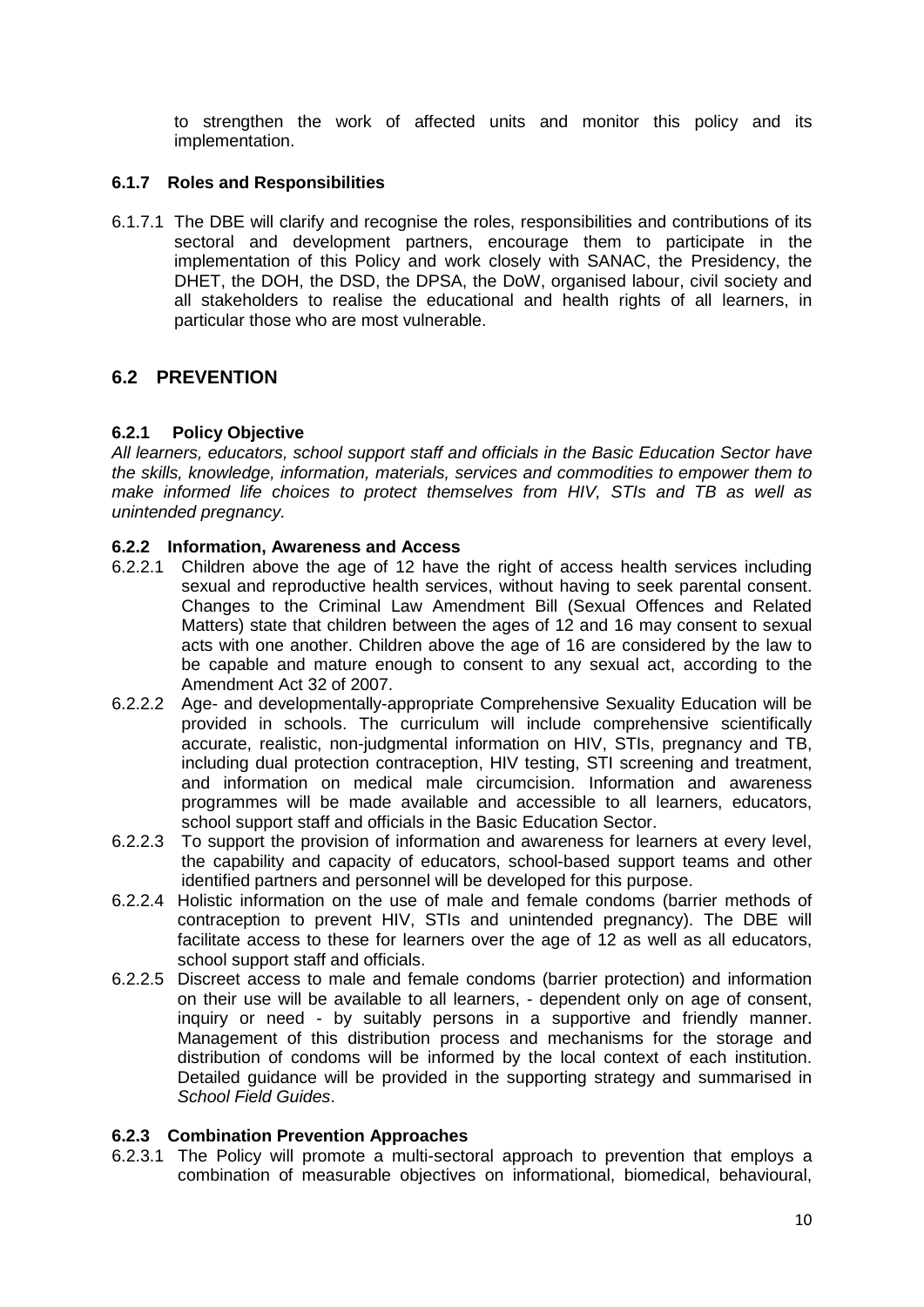to strengthen the work of affected units and monitor this policy and its implementation.

#### 6.1.7 Roles and Responsibilities

6.1.7.1 The DBE will clarify and recognise the roles, responsibilities and contributions of its sectoral and development partners, encourage them to participate in the implementation of this Policy and work closely with SANAC, the Presidency, the DHET, the DOH, the DSD, the DPSA, the DoW, organised labour, civil society and all stakeholders to realise the educational and health rights of all learners, in particular those who are most vulnerable.

## 6.2 PREVENTION

#### 6.2.1 Policy Objective

*All learners, educators, school support staff and officials in the Basic Education Sector have the skills, knowledge, information, materials, services and commodities to empower them to make informed life choices to protect themselves from HIV, STIs and TB as well as unintended pregnancy.*

#### 6.2.2 Information, Awareness and Access

6.2.2.1 Children above the age of 12 have the right of access health services including sexual and reproductive health services, without having to seek parental consent. Changes to the Criminal Law Amendment Bill (Sexual Offences and Related Matters) state that children between the ages of 12 and 16 may consent to sexual acts with one another. Children above the age of 16 are considered by the law to be capable and mature enough to consent to any sexual act, according to the Amendment Act 32 of 2007.

6.2.2.2 Age- and developmentally-appropriate Comprehensive Sexuality Education will be provided in schools. The curriculum will include comprehensive scientifically accurate, realistic, non-judgmental information on HIV, STIs, pregnancy and TB, including dual protection contraception, HIV testing, STI screening and treatment, and information on medical male circumcision. Information and awareness programmes will be made available and accessible to all learners, educators, school support staff and officials in the Basic Education Sector.

6.2.2.3 To support the provision of information and awareness for learners at every level, the capability and capacity of educators, school-based support teams and other identified partners and personnel will be developed for this purpose.

6.2.2.4 Holistic information on the use of male and female condoms (barrier methods of contraception to prevent HIV, STIs and unintended pregnancy). The DBE will facilitate access to these for learners over the age of 12 as well as all educators, school support staff and officials.

6.2.2.5 Discreet access to male and female condoms (barrier protection) and information on their use will be available to all learners, - dependent only on age of consent, inquiry or need - by suitably persons in a supportive and friendly manner. Management of this distribution process and mechanisms for the storage and distribution of condoms will be informed by the local context of each institution. Detailed guidance will be provided in the supporting strategy and summarised in *School Field Guides*.

#### 6.2.3 Combination Prevention Approaches

6.2.3.1 The Policy will promote a multi-sectoral approach to prevention that employs a combination of measurable objectives on informational, biomedical, behavioural,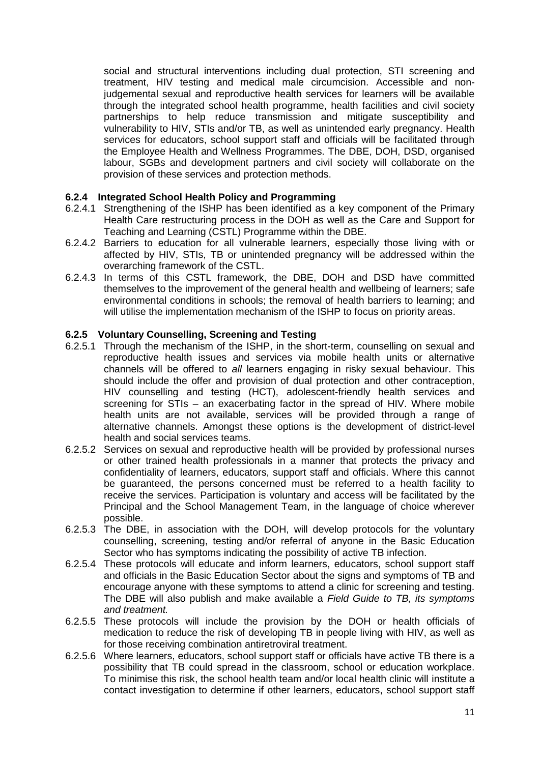social and structural interventions including dual protection, STI screening and treatment, HIV testing and medical male circumcision. Accessible and non-judgemental sexual and reproductive health services for learners will be available through the integrated school health programme, health facilities and civil society partnerships to help reduce transmission and mitigate susceptibility and vulnerability to HIV, STIs and/or TB, as well as unintended early pregnancy. Health services for educators, school support staff and officials will be facilitated through the Employee Health and Wellness Programmes. The DBE, DOH, DSD, organised labour, SGBs and development partners and civil society will collaborate on the provision of these services and protection methods.

#### 6.2.4 Integrated School Health Policy and Programming

6.2.4.1 Strengthening of the ISHP has been identified as a key component of the Primary Health Care restructuring process in the DOH as well as the Care and Support for Teaching and Learning (CSTL) Programme within the DBE.

6.2.4.2 Barriers to education for all vulnerable learners, especially those living with or affected by HIV, STIs, TB or unintended pregnancy will be addressed within the overarching framework of the CSTL.

6.2.4.3 In terms of this CSTL framework, the DBE, DOH and DSD have committed themselves to the improvement of the general health and wellbeing of learners; safe environmental conditions in schools; the removal of health barriers to learning; and will utilise the implementation mechanism of the ISHP to focus on priority areas.

#### 6.2.5 Voluntary Counselling, Screening and Testing

6.2.5.1 Through the mechanism of the ISHP, in the short-term, counselling on sexual and reproductive health issues and services via mobile health units or alternative channels will be offered to *all* learners engaging in risky sexual behaviour. This should include the offer and provision of dual protection and other contraception, HIV counselling and testing (HCT), adolescent-friendly health services and screening for STIs – an exacerbating factor in the spread of HIV. Where mobile health units are not available, services will be provided through a range of alternative channels. Amongst these options is the development of district-level health and social services teams.

6.2.5.2 Services on sexual and reproductive health will be provided by professional nurses or other trained health professionals in a manner that protects the privacy and confidentiality of learners, educators, support staff and officials. Where this cannot be guaranteed, the persons concerned must be referred to a health facility to receive the services. Participation is voluntary and access will be facilitated by the Principal and the School Management Team, in the language of choice wherever possible.

6.2.5.3 The DBE, in association with the DOH, will develop protocols for the voluntary counselling, screening, testing and/or referral of anyone in the Basic Education Sector who has symptoms indicating the possibility of active TB infection.

6.2.5.4 These protocols will educate and inform learners, educators, school support staff and officials in the Basic Education Sector about the signs and symptoms of TB and encourage anyone with these symptoms to attend a clinic for screening and testing. The DBE will also publish and make available a *Field Guide to TB, its symptoms and treatment.*

6.2.5.5 These protocols will include the provision by the DOH or health officials of medication to reduce the risk of developing TB in people living with HIV, as well as for those receiving combination antiretroviral treatment.

6.2.5.6 Where learners, educators, school support staff or officials have active TB there is a possibility that TB could spread in the classroom, school or education workplace. To minimise this risk, the school health team and/or local health clinic will institute a contact investigation to determine if other learners, educators, school support staff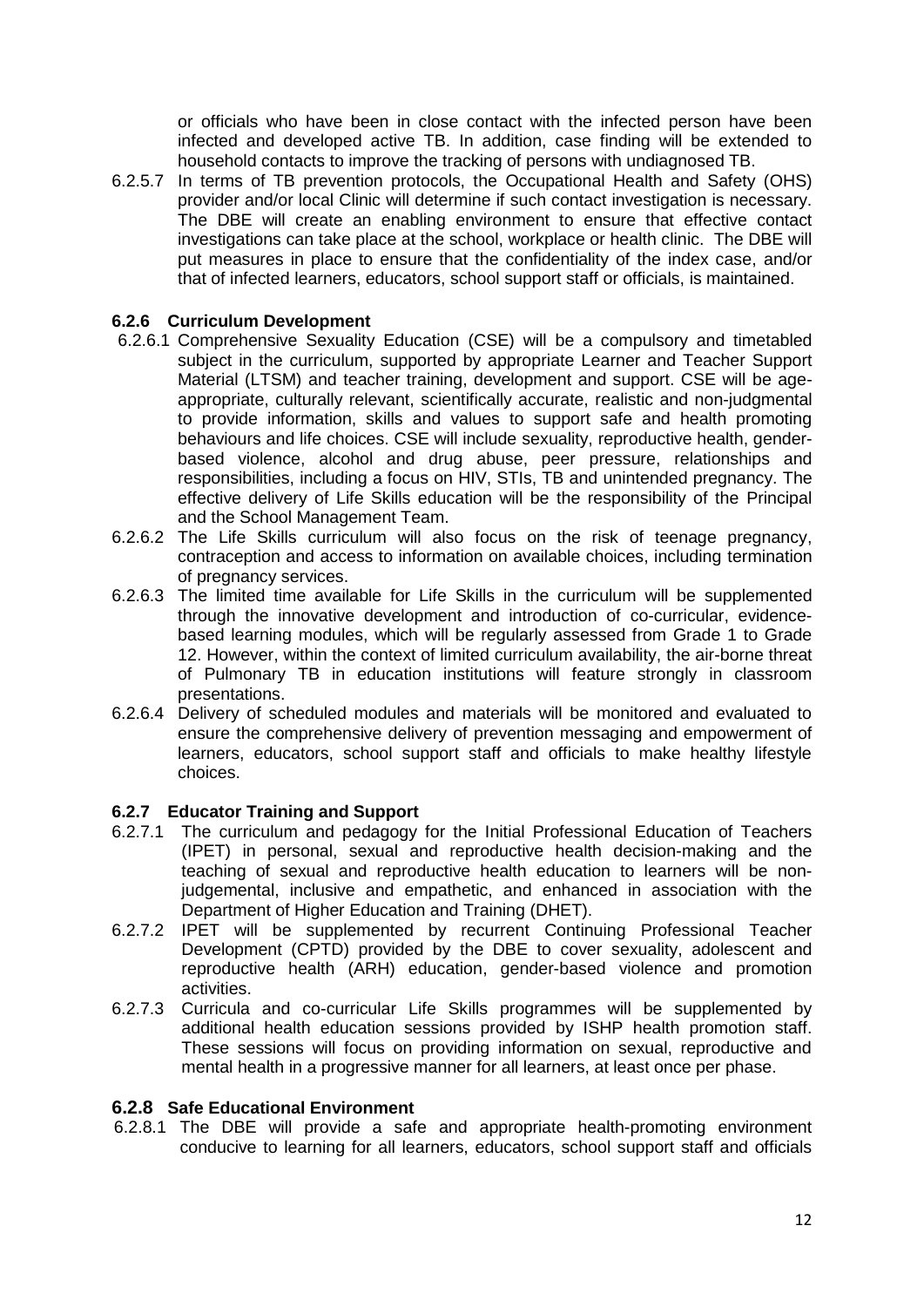or officials who have been in close contact with the infected person have been infected and developed active TB. In addition, case finding will be extended to household contacts to improve the tracking of persons with undiagnosed TB.

6.2.5.7 In terms of TB prevention protocols, the Occupational Health and Safety (OHS) provider and/or local Clinic will determine if such contact investigation is necessary. The DBE will create an enabling environment to ensure that effective contact investigations can take place at the school, workplace or health clinic. The DBE will put measures in place to ensure that the confidentiality of the index case, and/or that of infected learners, educators, school support staff or officials, is maintained.

### 6.2.6 Curriculum Development

6.2.6.1 Comprehensive Sexuality Education (CSE) will be a compulsory and timetabled subject in the curriculum, supported by appropriate Learner and Teacher Support Material (LTSM) and teacher training, development and support. CSE will be age-appropriate, culturally relevant, scientifically accurate, realistic and non-judgmental to provide information, skills and values to support safe and health promoting behaviours and life choices. CSE will include sexuality, reproductive health, gender-based violence, alcohol and drug abuse, peer pressure, relationships and responsibilities, including a focus on HIV, STIs, TB and unintended pregnancy. The effective delivery of Life Skills education will be the responsibility of the Principal and the School Management Team.

6.2.6.2 The Life Skills curriculum will also focus on the risk of teenage pregnancy, contraception and access to information on available choices, including termination of pregnancy services.

6.2.6.3 The limited time available for Life Skills in the curriculum will be supplemented through the innovative development and introduction of co-curricular, evidence-based learning modules, which will be regularly assessed from Grade 1 to Grade 12. However, within the context of limited curriculum availability, the air-borne threat of Pulmonary TB in education institutions will feature strongly in classroom presentations.

6.2.6.4 Delivery of scheduled modules and materials will be monitored and evaluated to ensure the comprehensive delivery of prevention messaging and empowerment of learners, educators, school support staff and officials to make healthy lifestyle choices.

### 6.2.7 Educator Training and Support

6.2.7.1 The curriculum and pedagogy for the Initial Professional Education of Teachers (IPET) in personal, sexual and reproductive health decision-making and the teaching of sexual and reproductive health education to learners will be non-judgemental, inclusive and empathetic, and enhanced in association with the Department of Higher Education and Training (DHET).

6.2.7.2 IPET will be supplemented by recurrent Continuing Professional Teacher Development (CPTD) provided by the DBE to cover sexuality, adolescent and reproductive health (ARH) education, gender-based violence and promotion activities.

6.2.7.3 Curricula and co-curricular Life Skills programmes will be supplemented by additional health education sessions provided by ISHP health promotion staff. These sessions will focus on providing information on sexual, reproductive and mental health in a progressive manner for all learners, at least once per phase.

### 6.2.8 Safe Educational Environment

6.2.8.1 The DBE will provide a safe and appropriate health-promoting environment conducive to learning for all learners, educators, school support staff and officials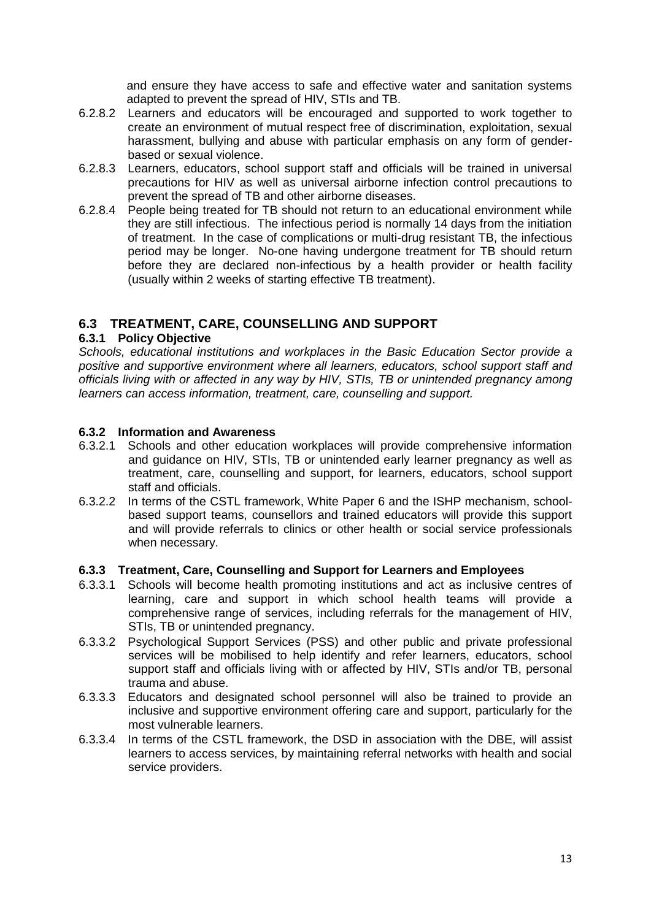and ensure they have access to safe and effective water and sanitation systems adapted to prevent the spread of HIV, STIs and TB.

6.2.8.2 Learners and educators will be encouraged and supported to work together to create an environment of mutual respect free of discrimination, exploitation, sexual harassment, bullying and abuse with particular emphasis on any form of gender-based or sexual violence.

6.2.8.3 Learners, educators, school support staff and officials will be trained in universal precautions for HIV as well as universal airborne infection control precautions to prevent the spread of TB and other airborne diseases.

6.2.8.4 People being treated for TB should not return to an educational environment while they are still infectious. The infectious period is normally 14 days from the initiation of treatment. In the case of complications or multi-drug resistant TB, the infectious period may be longer. No-one having undergone treatment for TB should return before they are declared non-infectious by a health provider or health facility (usually within 2 weeks of starting effective TB treatment).

## 6.3 TREATMENT, CARE, COUNSELLING AND SUPPORT

### 6.3.1 Policy Objective

*Schools, educational institutions and workplaces in the Basic Education Sector provide a positive and supportive environment where all learners, educators, school support staff and officials living with or affected in any way by HIV, STIs, TB or unintended pregnancy among learners can access information, treatment, care, counselling and support.*

### 6.3.2 Information and Awareness

6.3.2.1 Schools and other education workplaces will provide comprehensive information and guidance on HIV, STIs, TB or unintended early learner pregnancy as well as treatment, care, counselling and support, for learners, educators, school support staff and officials.

6.3.2.2 In terms of the CSTL framework, White Paper 6 and the ISHP mechanism, school-based support teams, counsellors and trained educators will provide this support and will provide referrals to clinics or other health or social service professionals when necessary.

### 6.3.3 Treatment, Care, Counselling and Support for Learners and Employees

6.3.3.1 Schools will become health promoting institutions and act as inclusive centres of learning, care and support in which school health teams will provide a comprehensive range of services, including referrals for the management of HIV, STIs, TB or unintended pregnancy.

6.3.3.2 Psychological Support Services (PSS) and other public and private professional services will be mobilised to help identify and refer learners, educators, school support staff and officials living with or affected by HIV, STIs and/or TB, personal trauma and abuse.

6.3.3.3 Educators and designated school personnel will also be trained to provide an inclusive and supportive environment offering care and support, particularly for the most vulnerable learners.

6.3.3.4 In terms of the CSTL framework, the DSD in association with the DBE, will assist learners to access services, by maintaining referral networks with health and social service providers.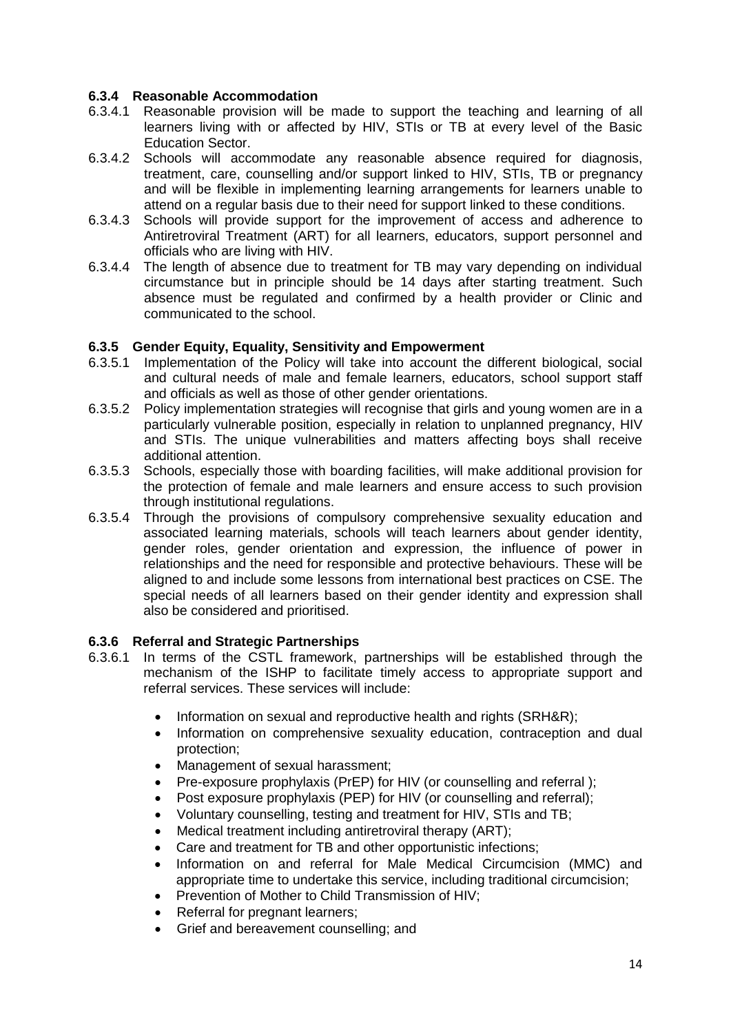### 6.3.4 Reasonable Accommodation

6.3.4.1 Reasonable provision will be made to support the teaching and learning of all learners living with or affected by HIV, STIs or TB at every level of the Basic Education Sector.

6.3.4.2 Schools will accommodate any reasonable absence required for diagnosis, treatment, care, counselling and/or support linked to HIV, STIs, TB or pregnancy and will be flexible in implementing learning arrangements for learners unable to attend on a regular basis due to their need for support linked to these conditions.

6.3.4.3 Schools will provide support for the improvement of access and adherence to Antiretroviral Treatment (ART) for all learners, educators, support personnel and officials who are living with HIV.

6.3.4.4 The length of absence due to treatment for TB may vary depending on individual circumstance but in principle should be 14 days after starting treatment. Such absence must be regulated and confirmed by a health provider or Clinic and communicated to the school.

### 6.3.5 Gender Equity, Equality, Sensitivity and Empowerment

6.3.5.1 Implementation of the Policy will take into account the different biological, social and cultural needs of male and female learners, educators, school support staff and officials as well as those of other gender orientations.

6.3.5.2 Policy implementation strategies will recognise that girls and young women are in a particularly vulnerable position, especially in relation to unplanned pregnancy, HIV and STIs. The unique vulnerabilities and matters affecting boys shall receive additional attention.

6.3.5.3 Schools, especially those with boarding facilities, will make additional provision for the protection of female and male learners and ensure access to such provision through institutional regulations.

6.3.5.4 Through the provisions of compulsory comprehensive sexuality education and associated learning materials, schools will teach learners about gender identity, gender roles, gender orientation and expression, the influence of power in relationships and the need for responsible and protective behaviours. These will be aligned to and include some lessons from international best practices on CSE. The special needs of all learners based on their gender identity and expression shall also be considered and prioritised.

### 6.3.6 Referral and Strategic Partnerships

6.3.6.1 In terms of the CSTL framework, partnerships will be established through the mechanism of the ISHP to facilitate timely access to appropriate support and referral services. These services will include:

- Information on sexual and reproductive health and rights (SRH&R);
- Information on comprehensive sexuality education, contraception and dual protection;
- Management of sexual harassment;
- Pre-exposure prophylaxis (PrEP) for HIV (or counselling and referral );
- Post exposure prophylaxis (PEP) for HIV (or counselling and referral);
- Voluntary counselling, testing and treatment for HIV, STIs and TB;
- Medical treatment including antiretroviral therapy (ART);
- Care and treatment for TB and other opportunistic infections;
- Information on and referral for Male Medical Circumcision (MMC) and appropriate time to undertake this service, including traditional circumcision;
- Prevention of Mother to Child Transmission of HIV;
- Referral for pregnant learners;
- Grief and bereavement counselling; and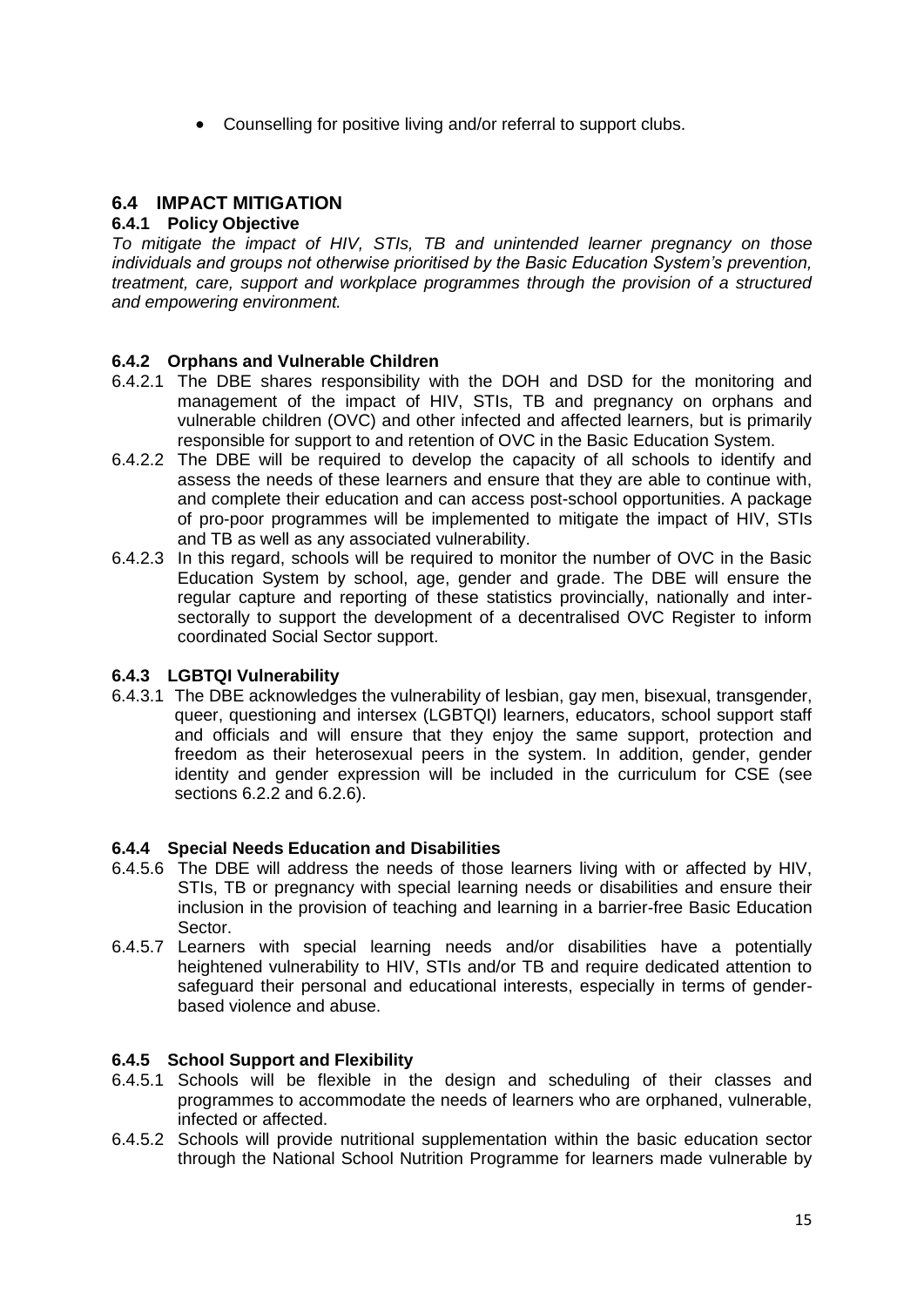- Counselling for positive living and/or referral to support clubs.

## 6.4 IMPACT MITIGATION

### 6.4.1 Policy Objective

*To mitigate the impact of HIV, STIs, TB and unintended learner pregnancy on those individuals and groups not otherwise prioritised by the Basic Education System's prevention, treatment, care, support and workplace programmes through the provision of a structured and empowering environment.*

### 6.4.2 Orphans and Vulnerable Children

6.4.2.1 The DBE shares responsibility with the DOH and DSD for the monitoring and management of the impact of HIV, STIs, TB and pregnancy on orphans and vulnerable children (OVC) and other infected and affected learners, but is primarily responsible for support to and retention of OVC in the Basic Education System.

6.4.2.2 The DBE will be required to develop the capacity of all schools to identify and assess the needs of these learners and ensure that they are able to continue with, and complete their education and can access post-school opportunities. A package of pro-poor programmes will be implemented to mitigate the impact of HIV, STIs and TB as well as any associated vulnerability.

6.4.2.3 In this regard, schools will be required to monitor the number of OVC in the Basic Education System by school, age, gender and grade. The DBE will ensure the regular capture and reporting of these statistics provincially, nationally and inter-sectorally to support the development of a decentralised OVC Register to inform coordinated Social Sector support.

### 6.4.3 LGBTQI Vulnerability

6.4.3.1 The DBE acknowledges the vulnerability of lesbian, gay men, bisexual, transgender, queer, questioning and intersex (LGBTQI) learners, educators, school support staff and officials and will ensure that they enjoy the same support, protection and freedom as their heterosexual peers in the system. In addition, gender, gender identity and gender expression will be included in the curriculum for CSE (see sections 6.2.2 and 6.2.6).

### 6.4.4 Special Needs Education and Disabilities

6.4.5.6 The DBE will address the needs of those learners living with or affected by HIV, STIs, TB or pregnancy with special learning needs or disabilities and ensure their inclusion in the provision of teaching and learning in a barrier-free Basic Education Sector.

6.4.5.7 Learners with special learning needs and/or disabilities have a potentially heightened vulnerability to HIV, STIs and/or TB and require dedicated attention to safeguard their personal and educational interests, especially in terms of gender-based violence and abuse.

### 6.4.5 School Support and Flexibility

6.4.5.1 Schools will be flexible in the design and scheduling of their classes and programmes to accommodate the needs of learners who are orphaned, vulnerable, infected or affected.

6.4.5.2 Schools will provide nutritional supplementation within the basic education sector through the National School Nutrition Programme for learners made vulnerable by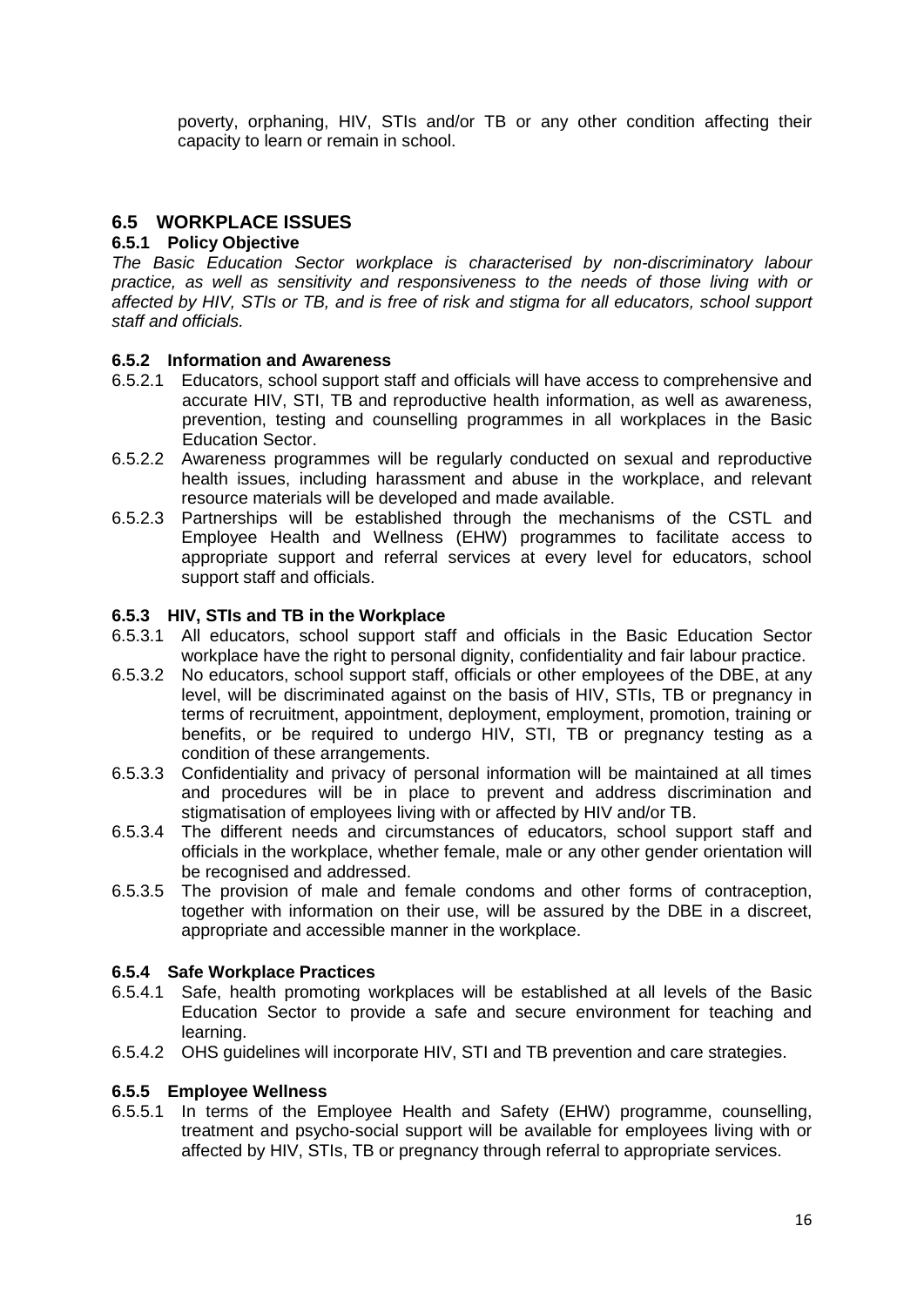poverty, orphaning, HIV, STIs and/or TB or any other condition affecting their capacity to learn or remain in school.

## 6.5 WORKPLACE ISSUES

### 6.5.1 Policy Objective

*The Basic Education Sector workplace is characterised by non-discriminatory labour practice, as well as sensitivity and responsiveness to the needs of those living with or affected by HIV, STIs or TB, and is free of risk and stigma for all educators, school support staff and officials.*

### 6.5.2 Information and Awareness

6.5.2.1 Educators, school support staff and officials will have access to comprehensive and accurate HIV, STI, TB and reproductive health information, as well as awareness, prevention, testing and counselling programmes in all workplaces in the Basic Education Sector.

6.5.2.2 Awareness programmes will be regularly conducted on sexual and reproductive health issues, including harassment and abuse in the workplace, and relevant resource materials will be developed and made available.

6.5.2.3 Partnerships will be established through the mechanisms of the CSTL and Employee Health and Wellness (EHW) programmes to facilitate access to appropriate support and referral services at every level for educators, school support staff and officials.

### 6.5.3 HIV, STIs and TB in the Workplace

6.5.3.1 All educators, school support staff and officials in the Basic Education Sector workplace have the right to personal dignity, confidentiality and fair labour practice.

6.5.3.2 No educators, school support staff, officials or other employees of the DBE, at any level, will be discriminated against on the basis of HIV, STIs, TB or pregnancy in terms of recruitment, appointment, deployment, employment, promotion, training or benefits, or be required to undergo HIV, STI, TB or pregnancy testing as a condition of these arrangements.

6.5.3.3 Confidentiality and privacy of personal information will be maintained at all times and procedures will be in place to prevent and address discrimination and stigmatisation of employees living with or affected by HIV and/or TB.

6.5.3.4 The different needs and circumstances of educators, school support staff and officials in the workplace, whether female, male or any other gender orientation will be recognised and addressed.

6.5.3.5 The provision of male and female condoms and other forms of contraception, together with information on their use, will be assured by the DBE in a discreet, appropriate and accessible manner in the workplace.

### 6.5.4 Safe Workplace Practices

6.5.4.1 Safe, health promoting workplaces will be established at all levels of the Basic Education Sector to provide a safe and secure environment for teaching and learning.

6.5.4.2 OHS guidelines will incorporate HIV, STI and TB prevention and care strategies.

### 6.5.5 Employee Wellness

6.5.5.1 In terms of the Employee Health and Safety (EHW) programme, counselling, treatment and psycho-social support will be available for employees living with or affected by HIV, STIs, TB or pregnancy through referral to appropriate services.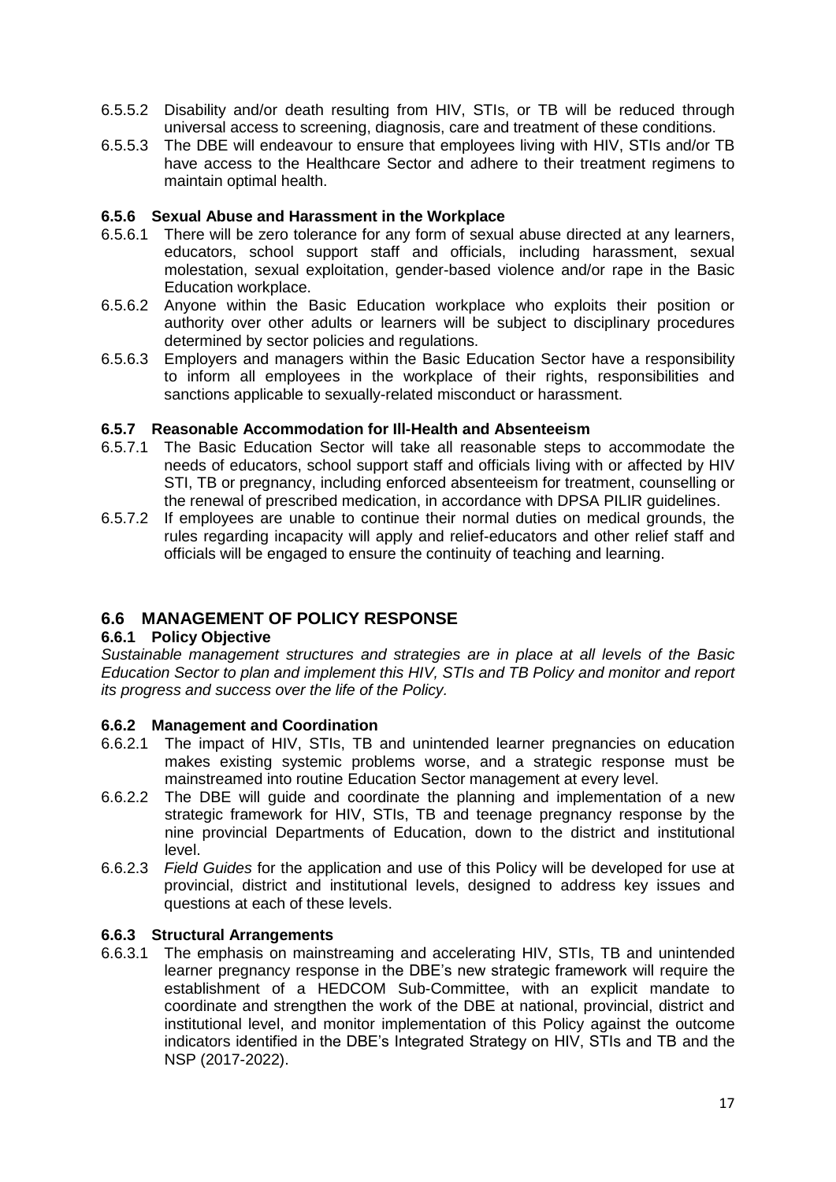6.5.5.2 Disability and/or death resulting from HIV, STIs, or TB will be reduced through universal access to screening, diagnosis, care and treatment of these conditions.

6.5.5.3 The DBE will endeavour to ensure that employees living with HIV, STIs and/or TB have access to the Healthcare Sector and adhere to their treatment regimens to maintain optimal health.

#### 6.5.6 Sexual Abuse and Harassment in the Workplace

6.5.6.1 There will be zero tolerance for any form of sexual abuse directed at any learners, educators, school support staff and officials, including harassment, sexual molestation, sexual exploitation, gender-based violence and/or rape in the Basic Education workplace.

6.5.6.2 Anyone within the Basic Education workplace who exploits their position or authority over other adults or learners will be subject to disciplinary procedures determined by sector policies and regulations.

6.5.6.3 Employers and managers within the Basic Education Sector have a responsibility to inform all employees in the workplace of their rights, responsibilities and sanctions applicable to sexually-related misconduct or harassment.

#### 6.5.7 Reasonable Accommodation for Ill-Health and Absenteeism

6.5.7.1 The Basic Education Sector will take all reasonable steps to accommodate the needs of educators, school support staff and officials living with or affected by HIV STI, TB or pregnancy, including enforced absenteeism for treatment, counselling or the renewal of prescribed medication, in accordance with DPSA PILIR guidelines.

6.5.7.2 If employees are unable to continue their normal duties on medical grounds, the rules regarding incapacity will apply and relief-educators and other relief staff and officials will be engaged to ensure the continuity of teaching and learning.

## 6.6 MANAGEMENT OF POLICY RESPONSE

#### 6.6.1 Policy Objective

*Sustainable management structures and strategies are in place at all levels of the Basic Education Sector to plan and implement this HIV, STIs and TB Policy and monitor and report its progress and success over the life of the Policy.*

#### 6.6.2 Management and Coordination

6.6.2.1 The impact of HIV, STIs, TB and unintended learner pregnancies on education makes existing systemic problems worse, and a strategic response must be mainstreamed into routine Education Sector management at every level.

6.6.2.2 The DBE will guide and coordinate the planning and implementation of a new strategic framework for HIV, STIs, TB and teenage pregnancy response by the nine provincial Departments of Education, down to the district and institutional level.

6.6.2.3 *Field Guides* for the application and use of this Policy will be developed for use at provincial, district and institutional levels, designed to address key issues and questions at each of these levels.

#### 6.6.3 Structural Arrangements

6.6.3.1 The emphasis on mainstreaming and accelerating HIV, STIs, TB and unintended learner pregnancy response in the DBE's new strategic framework will require the establishment of a HEDCOM Sub-Committee, with an explicit mandate to coordinate and strengthen the work of the DBE at national, provincial, district and institutional level, and monitor implementation of this Policy against the outcome indicators identified in the DBE's Integrated Strategy on HIV, STIs and TB and the NSP (2017-2022).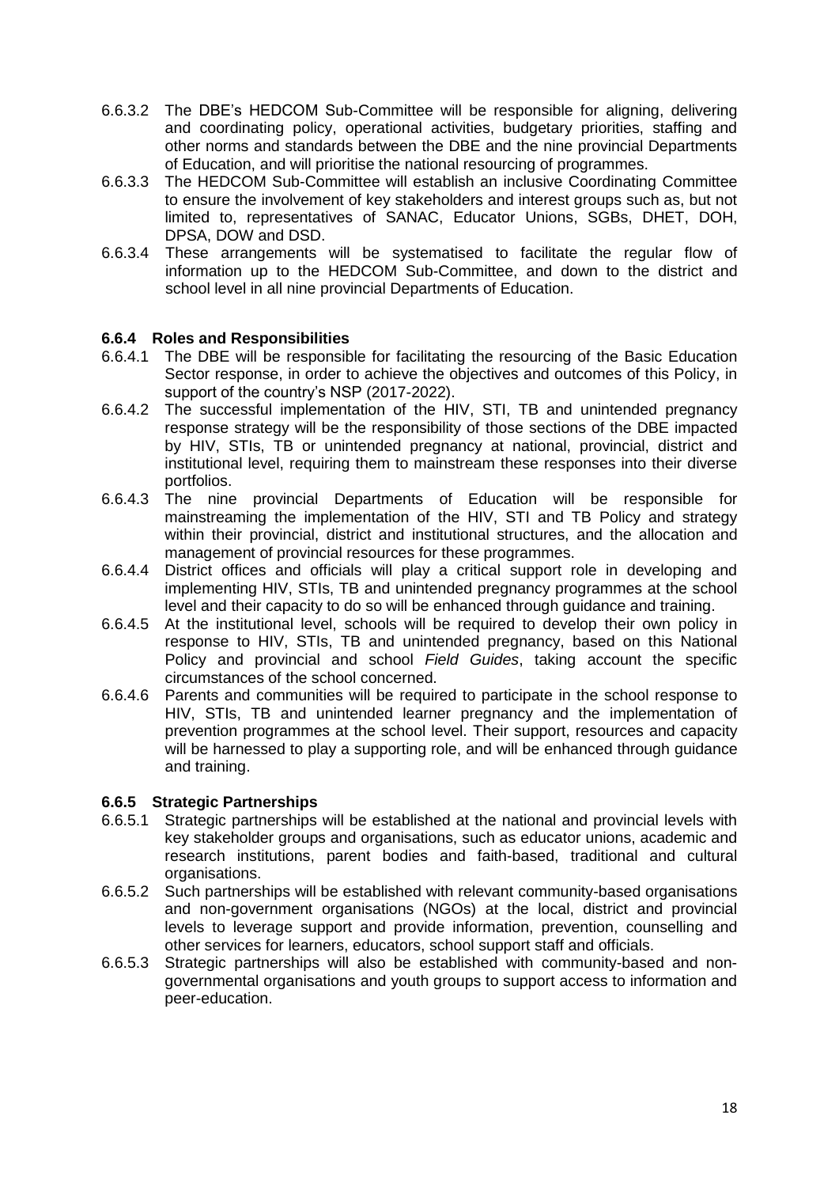6.6.3.2 The DBE's HEDCOM Sub-Committee will be responsible for aligning, delivering and coordinating policy, operational activities, budgetary priorities, staffing and other norms and standards between the DBE and the nine provincial Departments of Education, and will prioritise the national resourcing of programmes.

6.6.3.3 The HEDCOM Sub-Committee will establish an inclusive Coordinating Committee to ensure the involvement of key stakeholders and interest groups such as, but not limited to, representatives of SANAC, Educator Unions, SGBs, DHET, DOH, DPSA, DOW and DSD.

6.6.3.4 These arrangements will be systematised to facilitate the regular flow of information up to the HEDCOM Sub-Committee, and down to the district and school level in all nine provincial Departments of Education.

### 6.6.4 Roles and Responsibilities

6.6.4.1 The DBE will be responsible for facilitating the resourcing of the Basic Education Sector response, in order to achieve the objectives and outcomes of this Policy, in support of the country's NSP (2017-2022).

6.6.4.2 The successful implementation of the HIV, STI, TB and unintended pregnancy response strategy will be the responsibility of those sections of the DBE impacted by HIV, STIs, TB or unintended pregnancy at national, provincial, district and institutional level, requiring them to mainstream these responses into their diverse portfolios.

6.6.4.3 The nine provincial Departments of Education will be responsible for mainstreaming the implementation of the HIV, STI and TB Policy and strategy within their provincial, district and institutional structures, and the allocation and management of provincial resources for these programmes.

6.6.4.4 District offices and officials will play a critical support role in developing and implementing HIV, STIs, TB and unintended pregnancy programmes at the school level and their capacity to do so will be enhanced through guidance and training.

6.6.4.5 At the institutional level, schools will be required to develop their own policy in response to HIV, STIs, TB and unintended pregnancy, based on this National Policy and provincial and school *Field Guides*, taking account the specific circumstances of the school concerned.

6.6.4.6 Parents and communities will be required to participate in the school response to HIV, STIs, TB and unintended learner pregnancy and the implementation of prevention programmes at the school level. Their support, resources and capacity will be harnessed to play a supporting role, and will be enhanced through guidance and training.

### 6.6.5 Strategic Partnerships

6.6.5.1 Strategic partnerships will be established at the national and provincial levels with key stakeholder groups and organisations, such as educator unions, academic and research institutions, parent bodies and faith-based, traditional and cultural organisations.

6.6.5.2 Such partnerships will be established with relevant community-based organisations and non-government organisations (NGOs) at the local, district and provincial levels to leverage support and provide information, prevention, counselling and other services for learners, educators, school support staff and officials.

6.6.5.3 Strategic partnerships will also be established with community-based and non-governmental organisations and youth groups to support access to information and peer-education.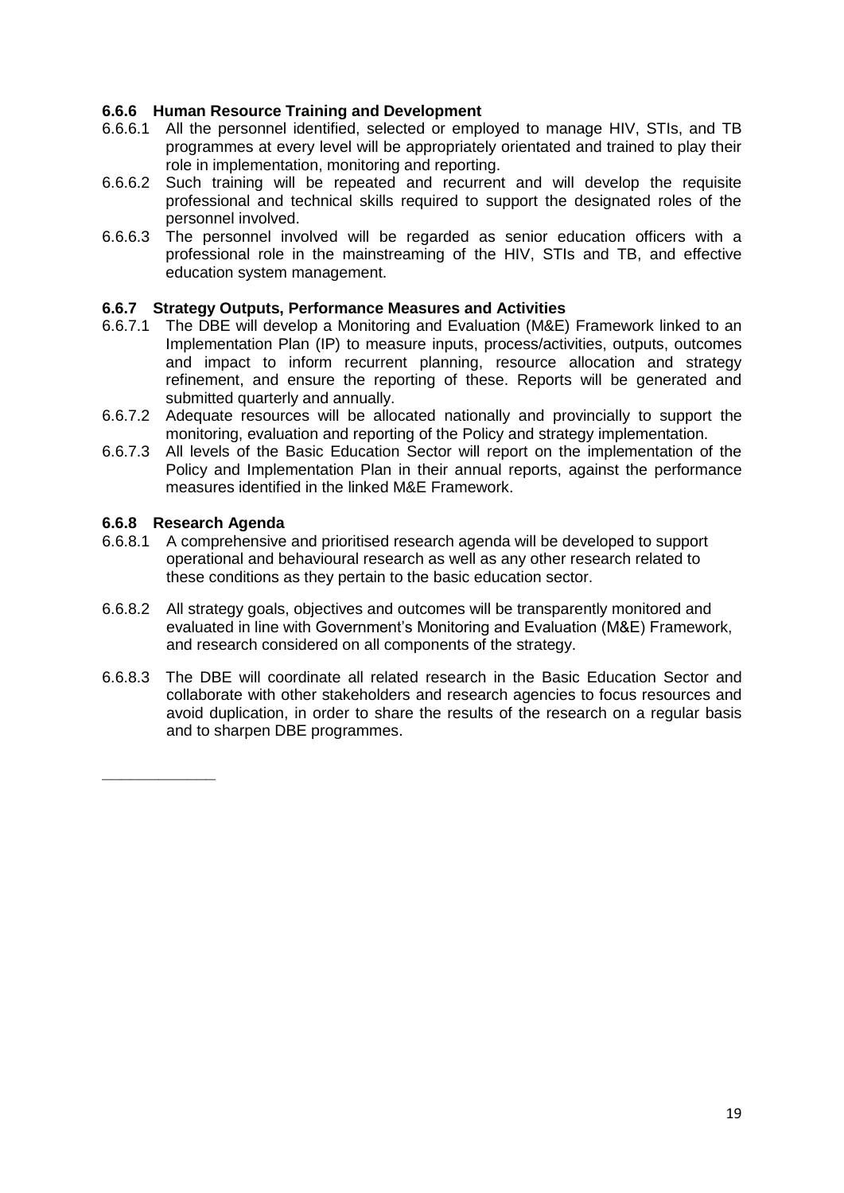### 6.6.6 Human Resource Training and Development

6.6.6.1 All the personnel identified, selected or employed to manage HIV, STIs, and TB programmes at every level will be appropriately orientated and trained to play their role in implementation, monitoring and reporting.

6.6.6.2 Such training will be repeated and recurrent and will develop the requisite professional and technical skills required to support the designated roles of the personnel involved.

6.6.6.3 The personnel involved will be regarded as senior education officers with a professional role in the mainstreaming of the HIV, STIs and TB, and effective education system management.

### 6.6.7 Strategy Outputs, Performance Measures and Activities

6.6.7.1 The DBE will develop a Monitoring and Evaluation (M&E) Framework linked to an Implementation Plan (IP) to measure inputs, process/activities, outputs, outcomes and impact to inform recurrent planning, resource allocation and strategy refinement, and ensure the reporting of these. Reports will be generated and submitted quarterly and annually.

6.6.7.2 Adequate resources will be allocated nationally and provincially to support the monitoring, evaluation and reporting of the Policy and strategy implementation.

6.6.7.3 All levels of the Basic Education Sector will report on the implementation of the Policy and Implementation Plan in their annual reports, against the performance measures identified in the linked M&E Framework.

### 6.6.8 Research Agenda

6.6.8.1 A comprehensive and prioritised research agenda will be developed to support operational and behavioural research as well as any other research related to these conditions as they pertain to the basic education sector.

6.6.8.2 All strategy goals, objectives and outcomes will be transparently monitored and evaluated in line with Government's Monitoring and Evaluation (M&E) Framework, and research considered on all components of the strategy.

6.6.8.3 The DBE will coordinate all related research in the Basic Education Sector and collaborate with other stakeholders and research agencies to focus resources and avoid duplication, in order to share the results of the research on a regular basis and to sharpen DBE programmes.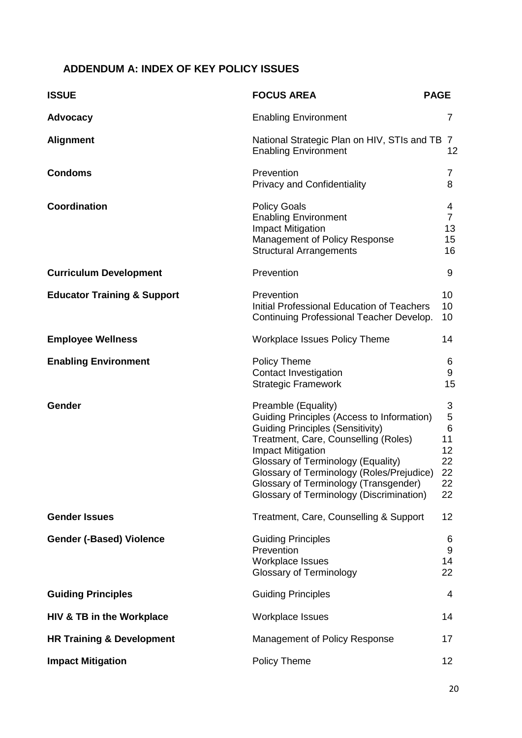## ADDENDUM A: INDEX OF KEY POLICY ISSUES

| ISSUE | FOCUS AREA | PAGE |
|---|---|---|
| **Advocacy** | Enabling Environment | 7 |
| **Alignment** | National Strategic Plan on HIV, STIs and TB | 7 |
| | Enabling Environment | 12 |
| **Condoms** | Prevention | 7 |
| | Privacy and Confidentiality | 8 |
| **Coordination** | Policy Goals | 4 |
| | Enabling Environment | 7 |
| | Impact Mitigation | 13 |
| | Management of Policy Response | 15 |
| | Structural Arrangements | 16 |
| **Curriculum Development** | Prevention | 9 |
| **Educator Training & Support** | Prevention | 10 |
| | Initial Professional Education of Teachers | 10 |
| | Continuing Professional Teacher Develop. | 10 |
| **Employee Wellness** | Workplace Issues Policy Theme | 14 |
| **Enabling Environment** | Policy Theme | 6 |
| | Contact Investigation | 9 |
| | Strategic Framework | 15 |
| **Gender** | Preamble (Equality) | 3 |
| | Guiding Principles (Access to Information) | 5 |
| | Guiding Principles (Sensitivity) | 6 |
| | Treatment, Care, Counselling (Roles) | 11 |
| | Impact Mitigation | 12 |
| | Glossary of Terminology (Equality) | 22 |
| | Glossary of Terminology (Roles/Prejudice) | 22 |
| | Glossary of Terminology (Transgender) | 22 |
| | Glossary of Terminology (Discrimination) | 22 |
| **Gender Issues** | Treatment, Care, Counselling & Support | 12 |
| **Gender (-Based) Violence** | Guiding Principles | 6 |
| | Prevention | 9 |
| | Workplace Issues | 14 |
| | Glossary of Terminology | 22 |
| **Guiding Principles** | Guiding Principles | 4 |
| **HIV & TB in the Workplace** | Workplace Issues | 14 |
| **HR Training & Development** | Management of Policy Response | 17 |
| **Impact Mitigation** | Policy Theme | 12 |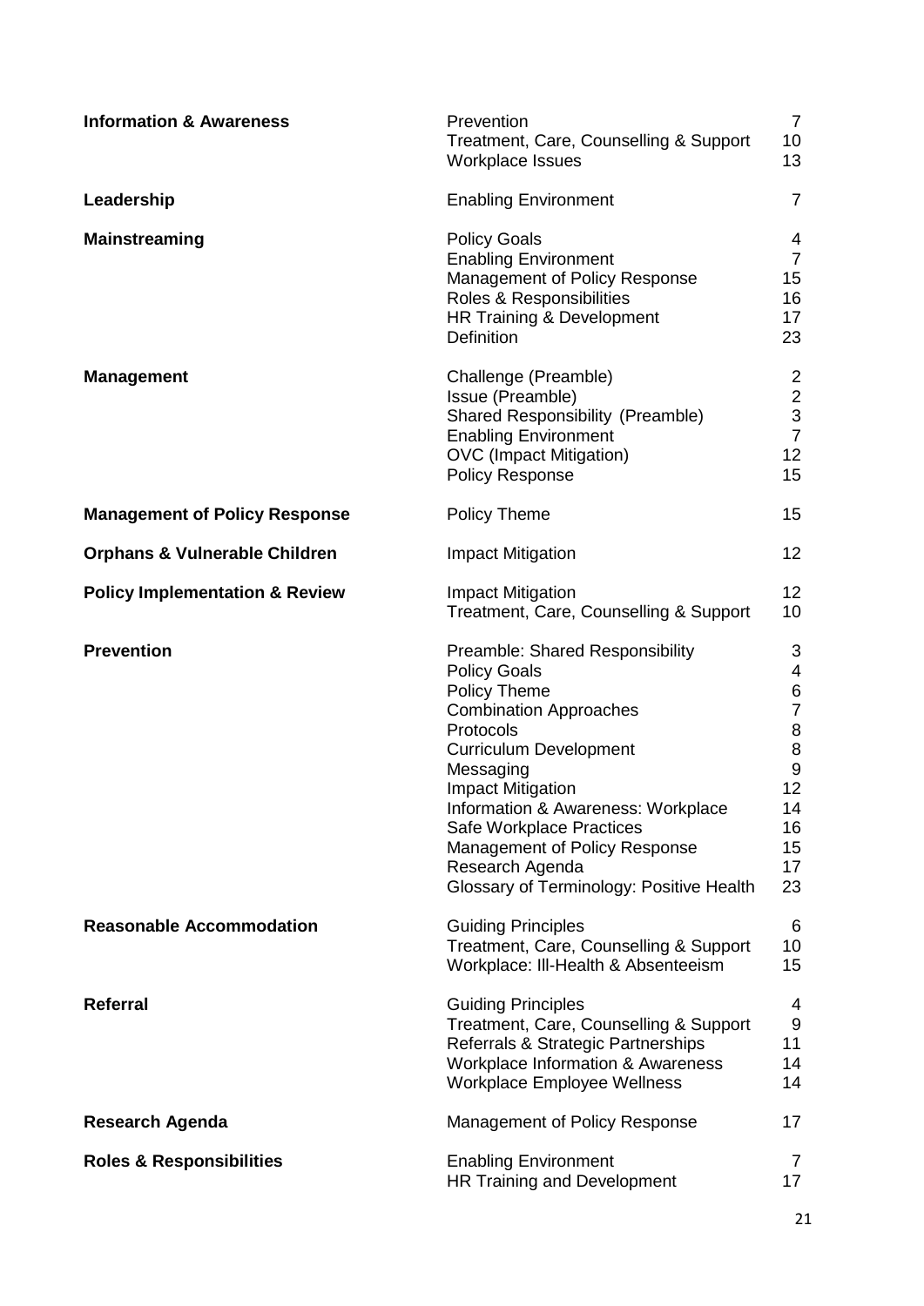| Term | Section | Page |
|---|---|---|
| **Information & Awareness** | Prevention | 7 |
| | Treatment, Care, Counselling & Support | 10 |
| | Workplace Issues | 13 |
| **Leadership** | Enabling Environment | 7 |
| **Mainstreaming** | Policy Goals | 4 |
| | Enabling Environment | 7 |
| | Management of Policy Response | 15 |
| | Roles & Responsibilities | 16 |
| | HR Training & Development | 17 |
| | Definition | 23 |
| **Management** | Challenge (Preamble) | 2 |
| | Issue (Preamble) | 2 |
| | Shared Responsibility (Preamble) | 3 |
| | Enabling Environment | 7 |
| | OVC (Impact Mitigation) | 12 |
| | Policy Response | 15 |
| **Management of Policy Response** | Policy Theme | 15 |
| **Orphans & Vulnerable Children** | Impact Mitigation | 12 |
| **Policy Implementation & Review** | Impact Mitigation | 12 |
| | Treatment, Care, Counselling & Support | 10 |
| **Prevention** | Preamble: Shared Responsibility | 3 |
| | Policy Goals | 4 |
| | Policy Theme | 6 |
| | Combination Approaches | 7 |
| | Protocols | 8 |
| | Curriculum Development | 8 |
| | Messaging | 9 |
| | Impact Mitigation | 12 |
| | Information & Awareness: Workplace | 14 |
| | Safe Workplace Practices | 16 |
| | Management of Policy Response | 15 |
| | Research Agenda | 17 |
| | Glossary of Terminology: Positive Health | 23 |
| **Reasonable Accommodation** | Guiding Principles | 6 |
| | Treatment, Care, Counselling & Support | 10 |
| | Workplace: Ill-Health & Absenteeism | 15 |
| **Referral** | Guiding Principles | 4 |
| | Treatment, Care, Counselling & Support | 9 |
| | Referrals & Strategic Partnerships | 11 |
| | Workplace Information & Awareness | 14 |
| | Workplace Employee Wellness | 14 |
| **Research Agenda** | Management of Policy Response | 17 |
| **Roles & Responsibilities** | Enabling Environment | 7 |
| | HR Training and Development | 17 |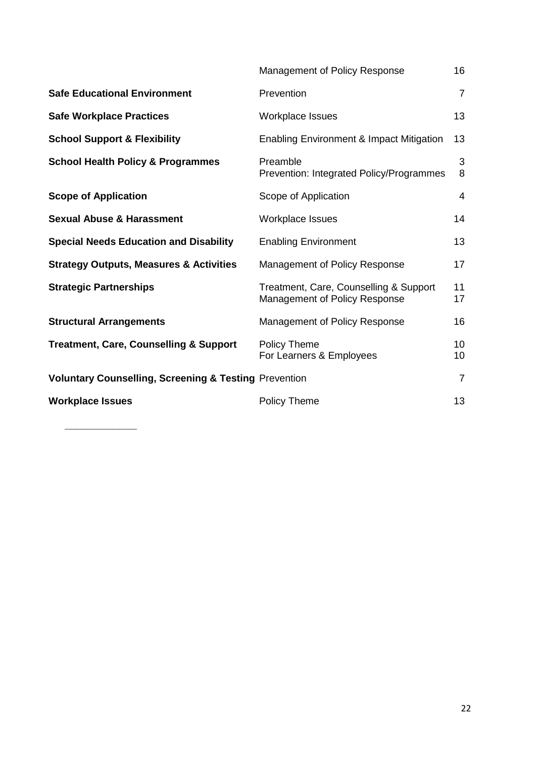| | | |
|---|---|---|
| | Management of Policy Response | 16 |
| **Safe Educational Environment** | Prevention | 7 |
| **Safe Workplace Practices** | Workplace Issues | 13 |
| **School Support & Flexibility** | Enabling Environment & Impact Mitigation | 13 |
| **School Health Policy & Programmes** | Preamble<br>Prevention: Integrated Policy/Programmes | 3<br>8 |
| **Scope of Application** | Scope of Application | 4 |
| **Sexual Abuse & Harassment** | Workplace Issues | 14 |
| **Special Needs Education and Disability** | Enabling Environment | 13 |
| **Strategy Outputs, Measures & Activities** | Management of Policy Response | 17 |
| **Strategic Partnerships** | Treatment, Care, Counselling & Support<br>Management of Policy Response | 11<br>17 |
| **Structural Arrangements** | Management of Policy Response | 16 |
| **Treatment, Care, Counselling & Support** | Policy Theme<br>For Learners & Employees | 10<br>10 |
| **Voluntary Counselling, Screening & Testing** | Prevention | 7 |
| **Workplace Issues** | Policy Theme | 13 |

\_\_\_\_\_\_\_\_\_\_\_\_